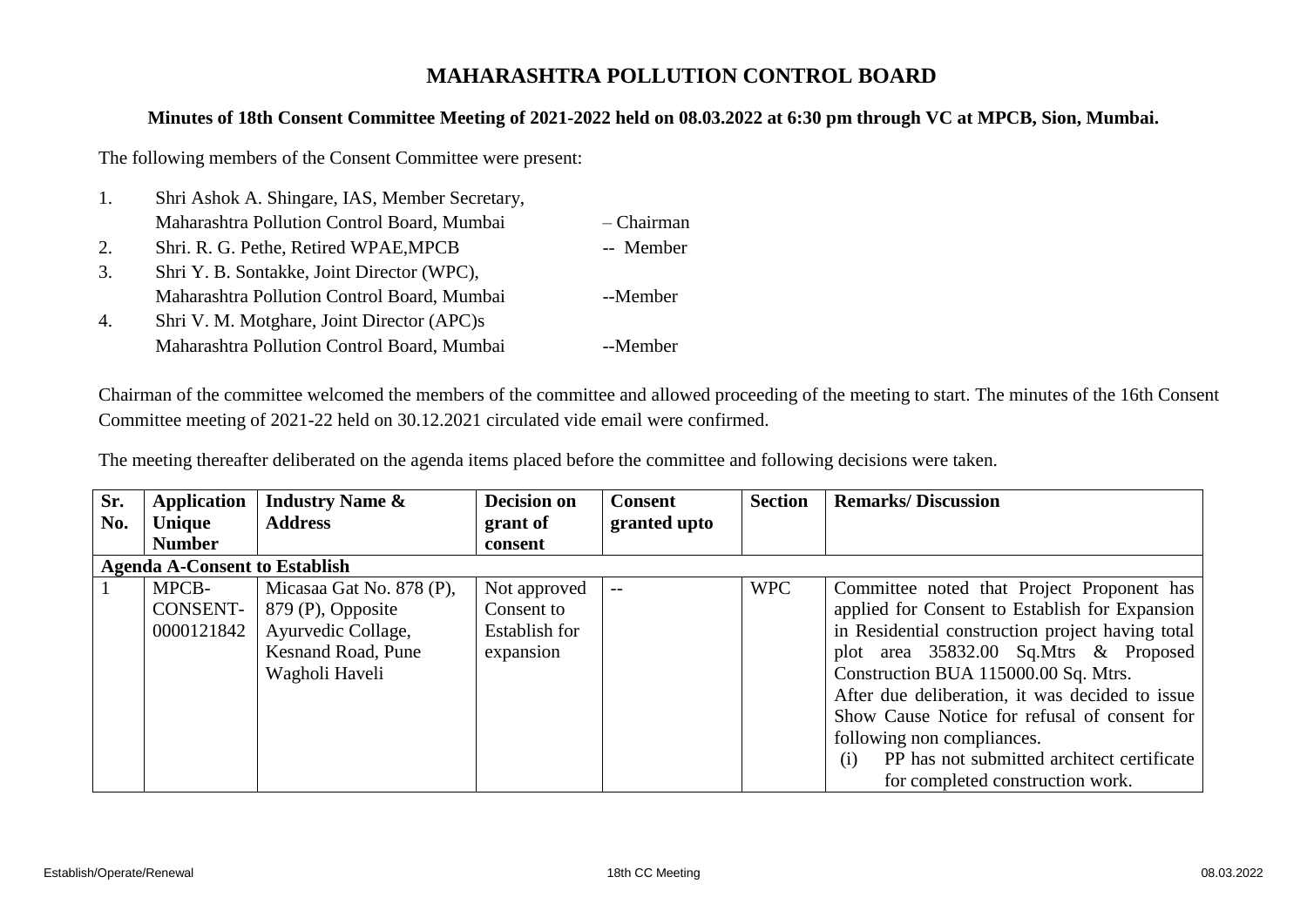# MAHARASHTRA POLLUTION CONTROL BOARD

## Minutes of 18th Consent Committee Meeting of 2021-2022 held on 08.03.2022 at 6:30 pm through VC at MPCB, Sion, Mumbai.

The following members of the Consent Committee were present:

1. Shri Ashok A. Shingare, IAS, Member Secretary, Maharashtra Pollution Control Board, Mumbai – Chairman
2. Shri. R. G. Pethe, Retired WPAE,MPCB -- Member
3. Shri Y. B. Sontakke, Joint Director (WPC), Maharashtra Pollution Control Board, Mumbai --Member
4. Shri V. M. Motghare, Joint Director (APC)s Maharashtra Pollution Control Board, Mumbai --Member

Chairman of the committee welcomed the members of the committee and allowed proceeding of the meeting to start. The minutes of the 16th Consent Committee meeting of 2021-22 held on 30.12.2021 circulated vide email were confirmed.

The meeting thereafter deliberated on the agenda items placed before the committee and following decisions were taken.

| Sr. No. | Application Unique Number | Industry Name & Address | Decision on grant of consent | Consent granted upto | Section | Remarks/ Discussion |
|---|---|---|---|---|---|---|
| **Agenda A-Consent to Establish** | | | | | | |
| 1 | MPCB-CONSENT-0000121842 | Micasaa Gat No. 878 (P), 879 (P), Opposite Ayurvedic Collage, Kesnand Road, Pune Wagholi Haveli | Not approved Consent to Establish for expansion | -- | WPC | Committee noted that Project Proponent has applied for Consent to Establish for Expansion in Residential construction project having total plot area 35832.00 Sq.Mtrs & Proposed Construction BUA 115000.00 Sq. Mtrs.<br>After due deliberation, it was decided to issue Show Cause Notice for refusal of consent for following non compliances.<br>(i) PP has not submitted architect certificate for completed construction work. |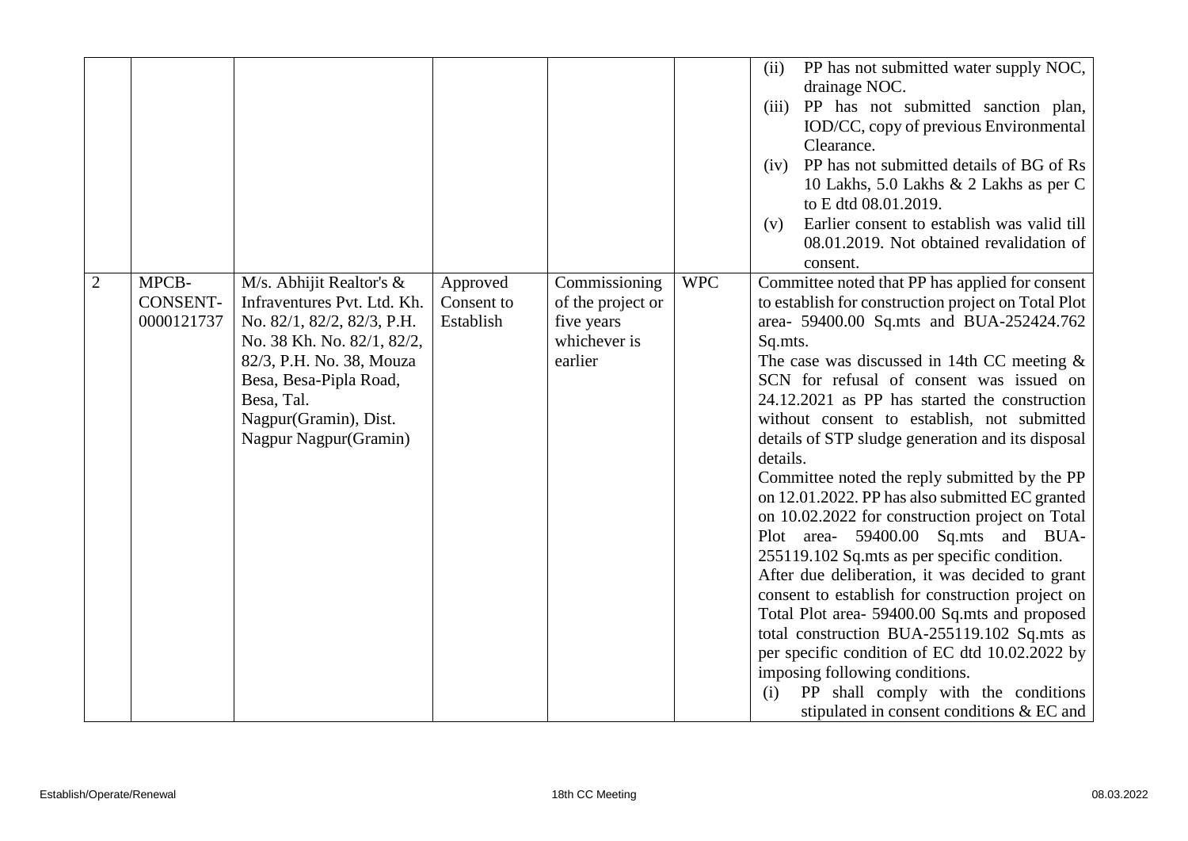| | | | | | | |
|---|---|---|---|---|---|---|
| | | | | | | (ii) PP has not submitted water supply NOC, drainage NOC.<br>(iii) PP has not submitted sanction plan, IOD/CC, copy of previous Environmental Clearance.<br>(iv) PP has not submitted details of BG of Rs 10 Lakhs, 5.0 Lakhs & 2 Lakhs as per C to E dtd 08.01.2019.<br>(v) Earlier consent to establish was valid till 08.01.2019. Not obtained revalidation of consent. |
| 2 | MPCB-CONSENT-0000121737 | M/s. Abhijit Realtor's & Infraventures Pvt. Ltd. Kh. No. 82/1, 82/2, 82/3, P.H. No. 38 Kh. No. 82/1, 82/2, 82/3, P.H. No. 38, Mouza Besa, Besa-Pipla Road, Besa, Tal. Nagpur(Gramin), Dist. Nagpur Nagpur(Gramin) | Approved Consent to Establish | Commissioning of the project or five years whichever is earlier | WPC | Committee noted that PP has applied for consent to establish for construction project on Total Plot area- 59400.00 Sq.mts and BUA-252424.762 Sq.mts.<br>The case was discussed in 14th CC meeting & SCN for refusal of consent was issued on 24.12.2021 as PP has started the construction without consent to establish, not submitted details of STP sludge generation and its disposal details.<br>Committee noted the reply submitted by the PP on 12.01.2022. PP has also submitted EC granted on 10.02.2022 for construction project on Total Plot area- 59400.00 Sq.mts and BUA-255119.102 Sq.mts as per specific condition.<br>After due deliberation, it was decided to grant consent to establish for construction project on Total Plot area- 59400.00 Sq.mts and proposed total construction BUA-255119.102 Sq.mts as per specific condition of EC dtd 10.02.2022 by imposing following conditions.<br>(i) PP shall comply with the conditions stipulated in consent conditions & EC and |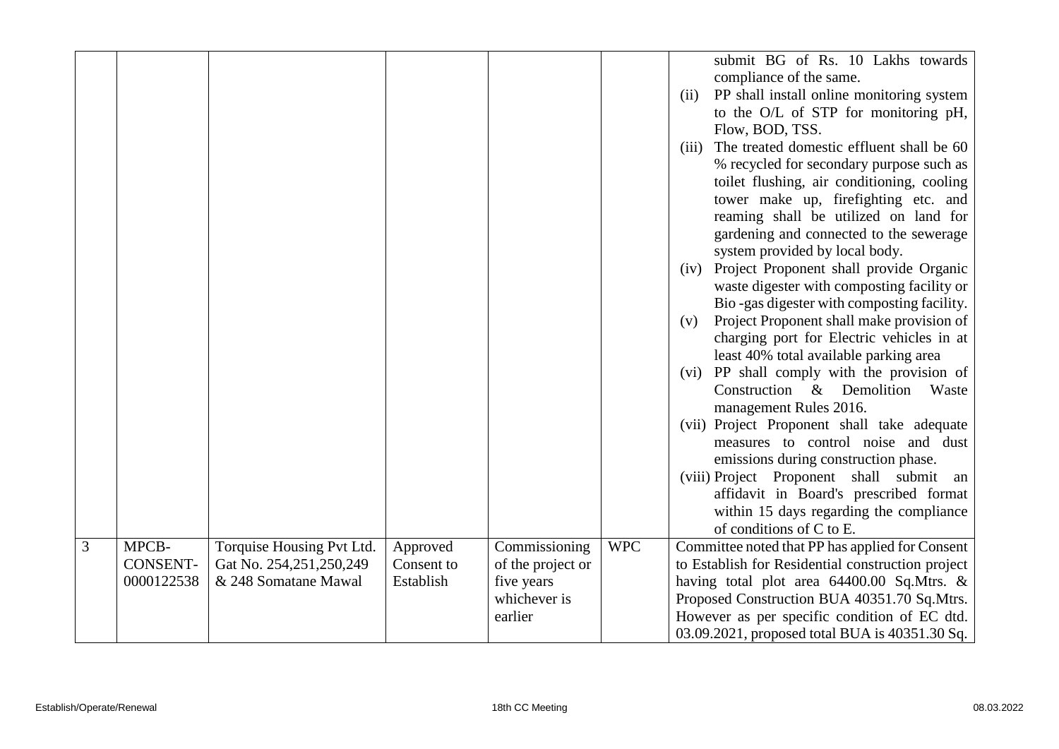| | | | | | | |
|---|---|---|---|---|---|---|
| | | | | | | submit BG of Rs. 10 Lakhs towards compliance of the same.<br>(ii) PP shall install online monitoring system to the O/L of STP for monitoring pH, Flow, BOD, TSS.<br>(iii) The treated domestic effluent shall be 60 % recycled for secondary purpose such as toilet flushing, air conditioning, cooling tower make up, firefighting etc. and reaming shall be utilized on land for gardening and connected to the sewerage system provided by local body.<br>(iv) Project Proponent shall provide Organic waste digester with composting facility or Bio -gas digester with composting facility.<br>(v) Project Proponent shall make provision of charging port for Electric vehicles in at least 40% total available parking area<br>(vi) PP shall comply with the provision of Construction & Demolition Waste management Rules 2016.<br>(vii) Project Proponent shall take adequate measures to control noise and dust emissions during construction phase.<br>(viii) Project Proponent shall submit an affidavit in Board's prescribed format within 15 days regarding the compliance of conditions of C to E. |
| 3 | MPCB-CONSENT-0000122538 | Torquise Housing Pvt Ltd. Gat No. 254,251,250,249 & 248 Somatane Mawal | Approved Consent to Establish | Commissioning of the project or five years whichever is earlier | WPC | Committee noted that PP has applied for Consent to Establish for Residential construction project having total plot area 64400.00 Sq.Mtrs. & Proposed Construction BUA 40351.70 Sq.Mtrs. However as per specific condition of EC dtd. 03.09.2021, proposed total BUA is 40351.30 Sq. |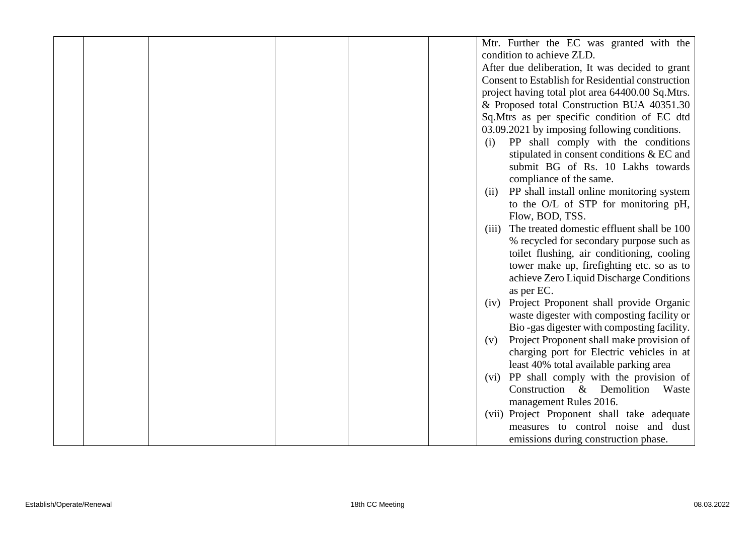|  |  |  |  |  |  |  |
|---|---|---|---|---|---|---|
|  |  |  |  |  |  | Mtr. Further the EC was granted with the condition to achieve ZLD.<br>After due deliberation, It was decided to grant Consent to Establish for Residential construction project having total plot area 64400.00 Sq.Mtrs. & Proposed total Construction BUA 40351.30 Sq.Mtrs as per specific condition of EC dtd 03.09.2021 by imposing following conditions.<br>(i) PP shall comply with the conditions stipulated in consent conditions & EC and submit BG of Rs. 10 Lakhs towards compliance of the same.<br>(ii) PP shall install online monitoring system to the O/L of STP for monitoring pH, Flow, BOD, TSS.<br>(iii) The treated domestic effluent shall be 100 % recycled for secondary purpose such as toilet flushing, air conditioning, cooling tower make up, firefighting etc. so as to achieve Zero Liquid Discharge Conditions as per EC.<br>(iv) Project Proponent shall provide Organic waste digester with composting facility or Bio -gas digester with composting facility.<br>(v) Project Proponent shall make provision of charging port for Electric vehicles in at least 40% total available parking area<br>(vi) PP shall comply with the provision of Construction & Demolition Waste management Rules 2016.<br>(vii) Project Proponent shall take adequate measures to control noise and dust emissions during construction phase. |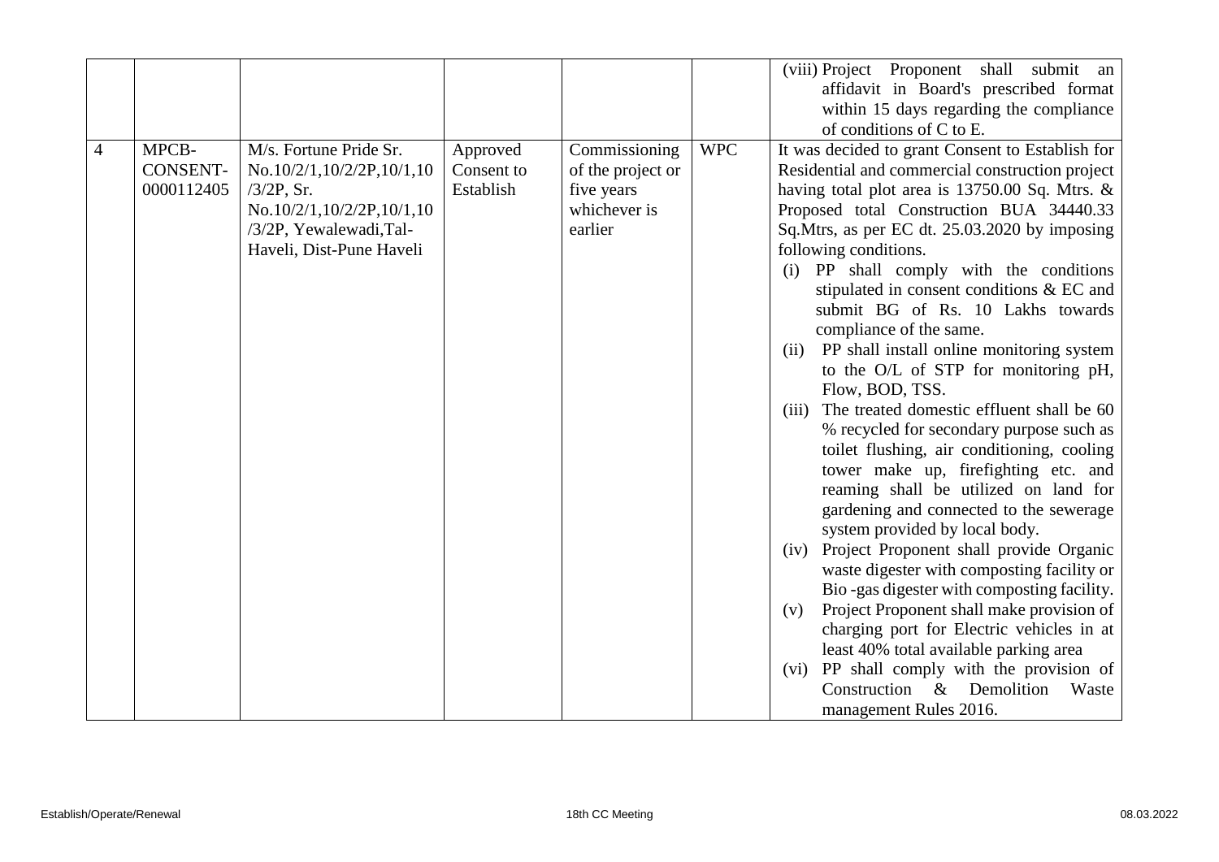| | | | | | | |
|---|---|---|---|---|---|---|
| | | | | | | (viii) Project Proponent shall submit an affidavit in Board's prescribed format within 15 days regarding the compliance of conditions of C to E. |
| 4 | MPCB-CONSENT-0000112405 | M/s. Fortune Pride Sr. No.10/2/1,10/2/2P,10/1,10/3/2P, Sr. No.10/2/1,10/2/2P,10/1,10/3/2P, Yewalewadi,Tal-Haveli, Dist-Pune Haveli | Approved Consent to Establish | Commissioning of the project or five years whichever is earlier | WPC | It was decided to grant Consent to Establish for Residential and commercial construction project having total plot area is 13750.00 Sq. Mtrs. & Proposed total Construction BUA 34440.33 Sq.Mtrs, as per EC dt. 25.03.2020 by imposing following conditions.<br>(i) PP shall comply with the conditions stipulated in consent conditions & EC and submit BG of Rs. 10 Lakhs towards compliance of the same.<br>(ii) PP shall install online monitoring system to the O/L of STP for monitoring pH, Flow, BOD, TSS.<br>(iii) The treated domestic effluent shall be 60 % recycled for secondary purpose such as toilet flushing, air conditioning, cooling tower make up, firefighting etc. and reaming shall be utilized on land for gardening and connected to the sewerage system provided by local body.<br>(iv) Project Proponent shall provide Organic waste digester with composting facility or Bio -gas digester with composting facility.<br>(v) Project Proponent shall make provision of charging port for Electric vehicles in at least 40% total available parking area<br>(vi) PP shall comply with the provision of Construction & Demolition Waste management Rules 2016. |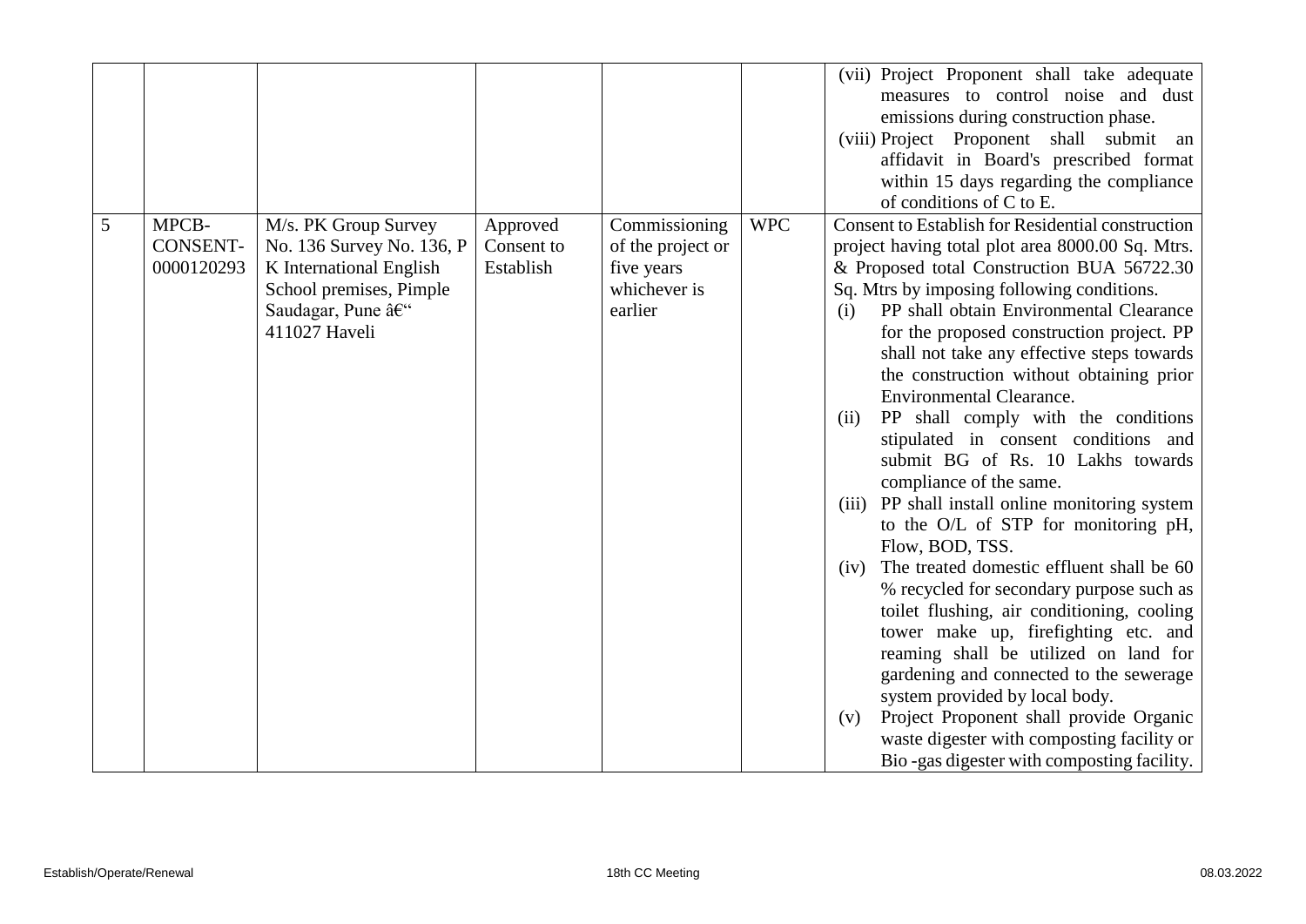| | | | | | | |
|---|---|---|---|---|---|---|
| | | | | | | (vii) Project Proponent shall take adequate measures to control noise and dust emissions during construction phase.<br>(viii) Project Proponent shall submit an affidavit in Board's prescribed format within 15 days regarding the compliance of conditions of C to E. |
| 5 | MPCB-CONSENT-0000120293 | M/s. PK Group Survey No. 136 Survey No. 136, P K International English School premises, Pimple Saudagar, Pune â€“ 411027 Haveli | Approved Consent to Establish | Commissioning of the project or five years whichever is earlier | WPC | Consent to Establish for Residential construction project having total plot area 8000.00 Sq. Mtrs. & Proposed total Construction BUA 56722.30 Sq. Mtrs by imposing following conditions.<br>(i) PP shall obtain Environmental Clearance for the proposed construction project. PP shall not take any effective steps towards the construction without obtaining prior Environmental Clearance.<br>(ii) PP shall comply with the conditions stipulated in consent conditions and submit BG of Rs. 10 Lakhs towards compliance of the same.<br>(iii) PP shall install online monitoring system to the O/L of STP for monitoring pH, Flow, BOD, TSS.<br>(iv) The treated domestic effluent shall be 60 % recycled for secondary purpose such as toilet flushing, air conditioning, cooling tower make up, firefighting etc. and reaming shall be utilized on land for gardening and connected to the sewerage system provided by local body.<br>(v) Project Proponent shall provide Organic waste digester with composting facility or Bio -gas digester with composting facility. |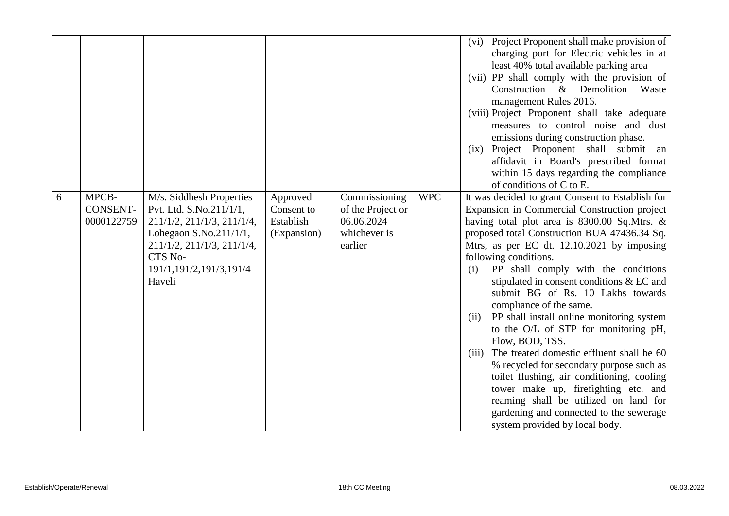|  |  |  |  |  |  | (vi) Project Proponent shall make provision of charging port for Electric vehicles in at least 40% total available parking area<br>(vii) PP shall comply with the provision of Construction & Demolition Waste management Rules 2016.<br>(viii) Project Proponent shall take adequate measures to control noise and dust emissions during construction phase.<br>(ix) Project Proponent shall submit an affidavit in Board's prescribed format within 15 days regarding the compliance of conditions of C to E. |
|---|---|---|---|---|---|---|
| 6 | MPCB-CONSENT-0000122759 | M/s. Siddhesh Properties Pvt. Ltd. S.No.211/1/1, 211/1/2, 211/1/3, 211/1/4, Lohegaon S.No.211/1/1, 211/1/2, 211/1/3, 211/1/4, CTS No-191/1,191/2,191/3,191/4 Haveli | Approved Consent to Establish (Expansion) | Commissioning of the Project or 06.06.2024 whichever is earlier | WPC | It was decided to grant Consent to Establish for Expansion in Commercial Construction project having total plot area is 8300.00 Sq.Mtrs. & proposed total Construction BUA 47436.34 Sq. Mtrs, as per EC dt. 12.10.2021 by imposing following conditions.<br>(i) PP shall comply with the conditions stipulated in consent conditions & EC and submit BG of Rs. 10 Lakhs towards compliance of the same.<br>(ii) PP shall install online monitoring system to the O/L of STP for monitoring pH, Flow, BOD, TSS.<br>(iii) The treated domestic effluent shall be 60 % recycled for secondary purpose such as toilet flushing, air conditioning, cooling tower make up, firefighting etc. and reaming shall be utilized on land for gardening and connected to the sewerage system provided by local body. |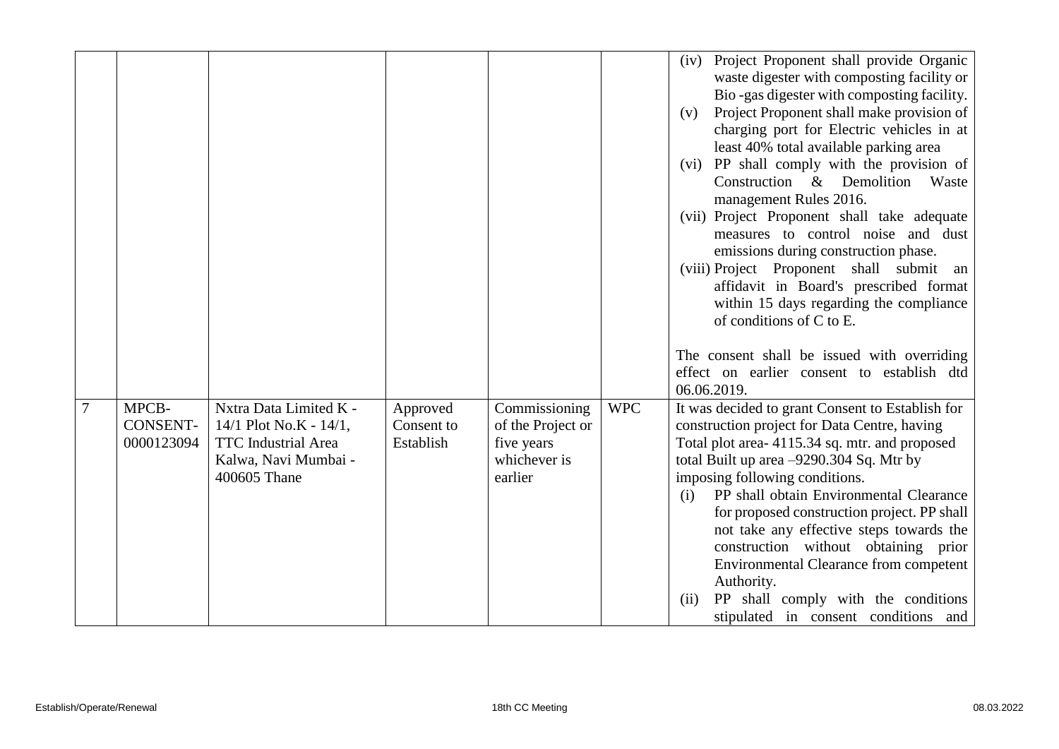| | | | | | | |
|---|---|---|---|---|---|---|
| | | | | | | (iv) Project Proponent shall provide Organic waste digester with composting facility or Bio -gas digester with composting facility.<br>(v) Project Proponent shall make provision of charging port for Electric vehicles in at least 40% total available parking area<br>(vi) PP shall comply with the provision of Construction & Demolition Waste management Rules 2016.<br>(vii) Project Proponent shall take adequate measures to control noise and dust emissions during construction phase.<br>(viii) Project Proponent shall submit an affidavit in Board's prescribed format within 15 days regarding the compliance of conditions of C to E.<br><br>The consent shall be issued with overriding effect on earlier consent to establish dtd 06.06.2019. |
| 7 | MPCB-CONSENT-0000123094 | Nxtra Data Limited K - 14/1 Plot No.K - 14/1, TTC Industrial Area Kalwa, Navi Mumbai - 400605 Thane | Approved Consent to Establish | Commissioning of the Project or five years whichever is earlier | WPC | It was decided to grant Consent to Establish for construction project for Data Centre, having Total plot area- 4115.34 sq. mtr. and proposed total Built up area –9290.304 Sq. Mtr by imposing following conditions.<br>(i) PP shall obtain Environmental Clearance for proposed construction project. PP shall not take any effective steps towards the construction without obtaining prior Environmental Clearance from competent Authority.<br>(ii) PP shall comply with the conditions stipulated in consent conditions and |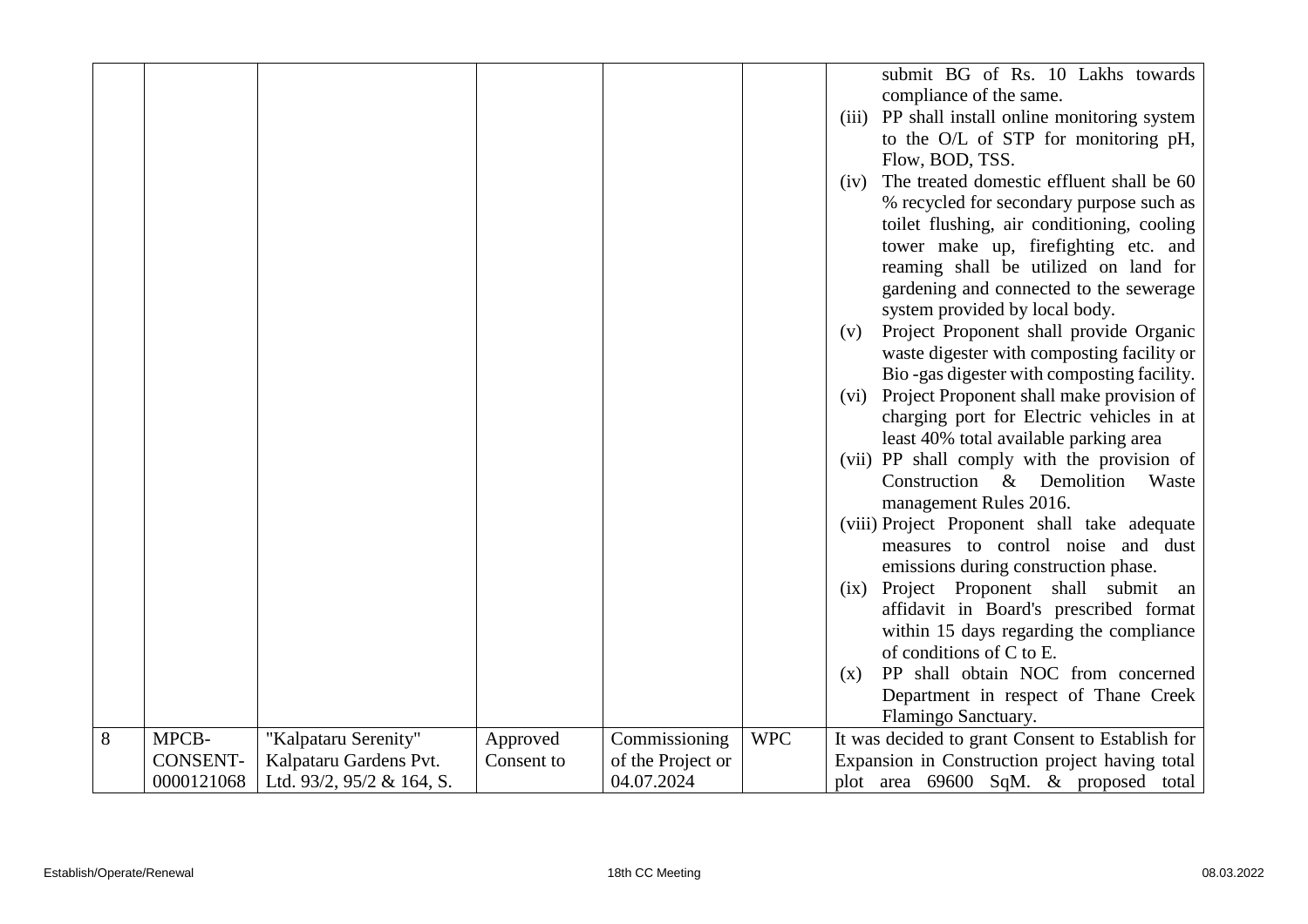| | | | | | | |
|---|---|---|---|---|---|---|
| | | | | | | submit BG of Rs. 10 Lakhs towards compliance of the same.<br>(iii) PP shall install online monitoring system to the O/L of STP for monitoring pH, Flow, BOD, TSS.<br>(iv) The treated domestic effluent shall be 60 % recycled for secondary purpose such as toilet flushing, air conditioning, cooling tower make up, firefighting etc. and reaming shall be utilized on land for gardening and connected to the sewerage system provided by local body.<br>(v) Project Proponent shall provide Organic waste digester with composting facility or Bio -gas digester with composting facility.<br>(vi) Project Proponent shall make provision of charging port for Electric vehicles in at least 40% total available parking area<br>(vii) PP shall comply with the provision of Construction & Demolition Waste management Rules 2016.<br>(viii) Project Proponent shall take adequate measures to control noise and dust emissions during construction phase.<br>(ix) Project Proponent shall submit an affidavit in Board's prescribed format within 15 days regarding the compliance of conditions of C to E.<br>(x) PP shall obtain NOC from concerned Department in respect of Thane Creek Flamingo Sanctuary. |
| 8 | MPCB-CONSENT-0000121068 | "Kalpataru Serenity" Kalpataru Gardens Pvt. Ltd. 93/2, 95/2 & 164, S. | Approved Consent to | Commissioning of the Project or 04.07.2024 | WPC | It was decided to grant Consent to Establish for Expansion in Construction project having total plot area 69600 SqM. & proposed total |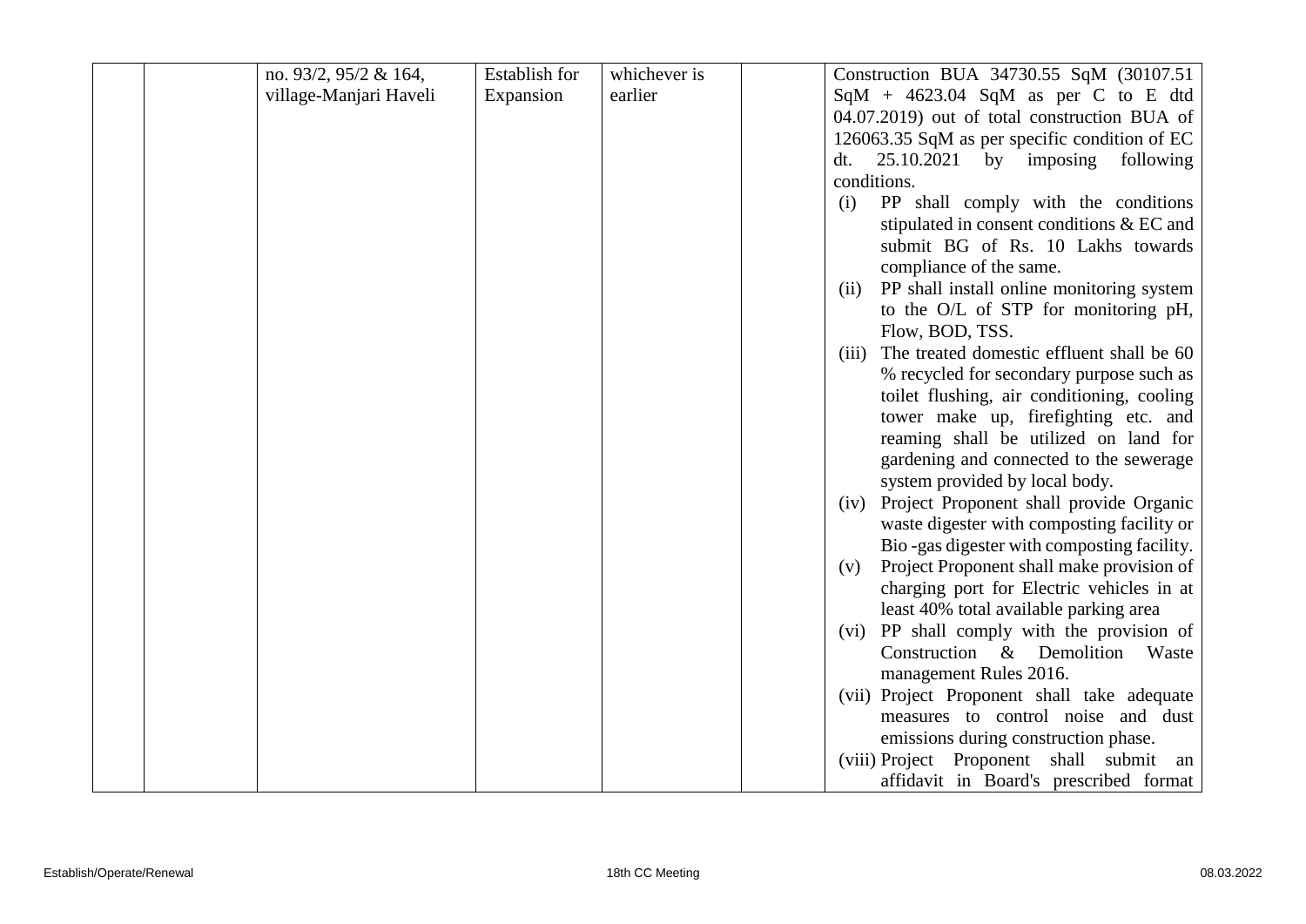|  |  | no. 93/2, 95/2 & 164, village-Manjari Haveli | Establish for Expansion | whichever is earlier |  | Construction BUA 34730.55 SqM (30107.51 SqM + 4623.04 SqM as per C to E dtd 04.07.2019) out of total construction BUA of 126063.35 SqM as per specific condition of EC dt. 25.10.2021 by imposing following conditions.<br>(i) PP shall comply with the conditions stipulated in consent conditions & EC and submit BG of Rs. 10 Lakhs towards compliance of the same.<br>(ii) PP shall install online monitoring system to the O/L of STP for monitoring pH, Flow, BOD, TSS.<br>(iii) The treated domestic effluent shall be 60 % recycled for secondary purpose such as toilet flushing, air conditioning, cooling tower make up, firefighting etc. and reaming shall be utilized on land for gardening and connected to the sewerage system provided by local body.<br>(iv) Project Proponent shall provide Organic waste digester with composting facility or Bio -gas digester with composting facility.<br>(v) Project Proponent shall make provision of charging port for Electric vehicles in at least 40% total available parking area<br>(vi) PP shall comply with the provision of Construction & Demolition Waste management Rules 2016.<br>(vii) Project Proponent shall take adequate measures to control noise and dust emissions during construction phase.<br>(viii) Project Proponent shall submit an affidavit in Board's prescribed format |
|---|---|---|---|---|---|---|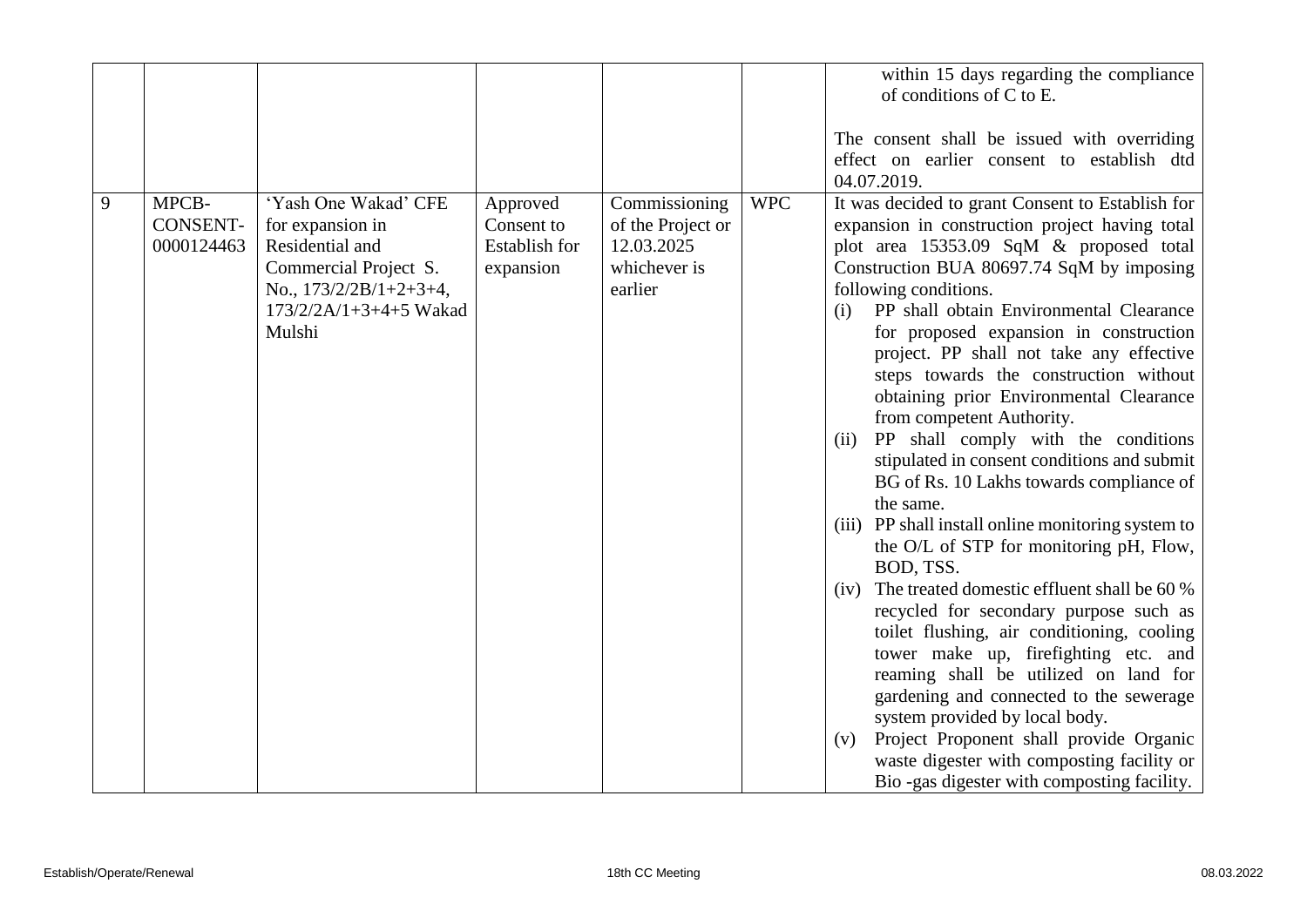|  |  |  |  |  |  | within 15 days regarding the compliance of conditions of C to E.<br><br>The consent shall be issued with overriding effect on earlier consent to establish dtd 04.07.2019. |
|---|---|---|---|---|---|---|
| 9 | MPCB-CONSENT-0000124463 | 'Yash One Wakad' CFE for expansion in Residential and Commercial Project S. No., 173/2/2B/1+2+3+4, 173/2/2A/1+3+4+5 Wakad Mulshi | Approved Consent to Establish for expansion | Commissioning of the Project or 12.03.2025 whichever is earlier | WPC | It was decided to grant Consent to Establish for expansion in construction project having total plot area 15353.09 SqM & proposed total Construction BUA 80697.74 SqM by imposing following conditions.<br>(i) PP shall obtain Environmental Clearance for proposed expansion in construction project. PP shall not take any effective steps towards the construction without obtaining prior Environmental Clearance from competent Authority.<br>(ii) PP shall comply with the conditions stipulated in consent conditions and submit BG of Rs. 10 Lakhs towards compliance of the same.<br>(iii) PP shall install online monitoring system to the O/L of STP for monitoring pH, Flow, BOD, TSS.<br>(iv) The treated domestic effluent shall be 60 % recycled for secondary purpose such as toilet flushing, air conditioning, cooling tower make up, firefighting etc. and reaming shall be utilized on land for gardening and connected to the sewerage system provided by local body.<br>(v) Project Proponent shall provide Organic waste digester with composting facility or Bio -gas digester with composting facility. |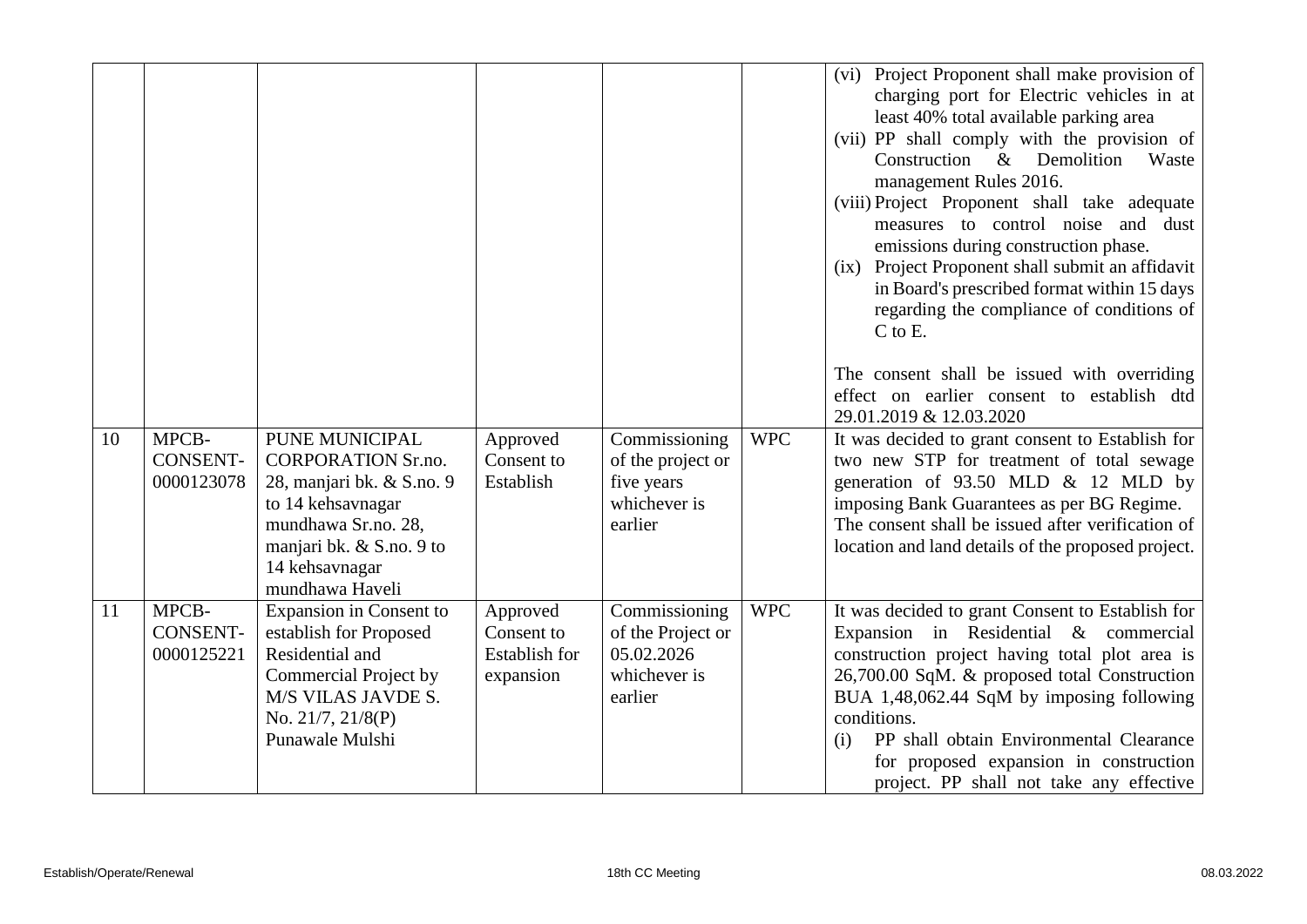| | | | | | | |
|---|---|---|---|---|---|---|
| | | | | | | (vi) Project Proponent shall make provision of charging port for Electric vehicles in at least 40% total available parking area<br>(vii) PP shall comply with the provision of Construction & Demolition Waste management Rules 2016.<br>(viii) Project Proponent shall take adequate measures to control noise and dust emissions during construction phase.<br>(ix) Project Proponent shall submit an affidavit in Board's prescribed format within 15 days regarding the compliance of conditions of C to E.<br><br>The consent shall be issued with overriding effect on earlier consent to establish dtd 29.01.2019 & 12.03.2020 |
| 10 | MPCB-CONSENT-0000123078 | PUNE MUNICIPAL CORPORATION Sr.no. 28, manjari bk. & S.no. 9 to 14 kehsavnagar mundhawa Sr.no. 28, manjari bk. & S.no. 9 to 14 kehsavnagar mundhawa Haveli | Approved Consent to Establish | Commissioning of the project or five years whichever is earlier | WPC | It was decided to grant consent to Establish for two new STP for treatment of total sewage generation of 93.50 MLD & 12 MLD by imposing Bank Guarantees as per BG Regime. The consent shall be issued after verification of location and land details of the proposed project. |
| 11 | MPCB-CONSENT-0000125221 | Expansion in Consent to establish for Proposed Residential and Commercial Project by M/S VILAS JAVDE S. No. 21/7, 21/8(P) Punawale Mulshi | Approved Consent to Establish for expansion | Commissioning of the Project or 05.02.2026 whichever is earlier | WPC | It was decided to grant Consent to Establish for Expansion in Residential & commercial construction project having total plot area is 26,700.00 SqM. & proposed total Construction BUA 1,48,062.44 SqM by imposing following conditions.<br>(i) PP shall obtain Environmental Clearance for proposed expansion in construction project. PP shall not take any effective |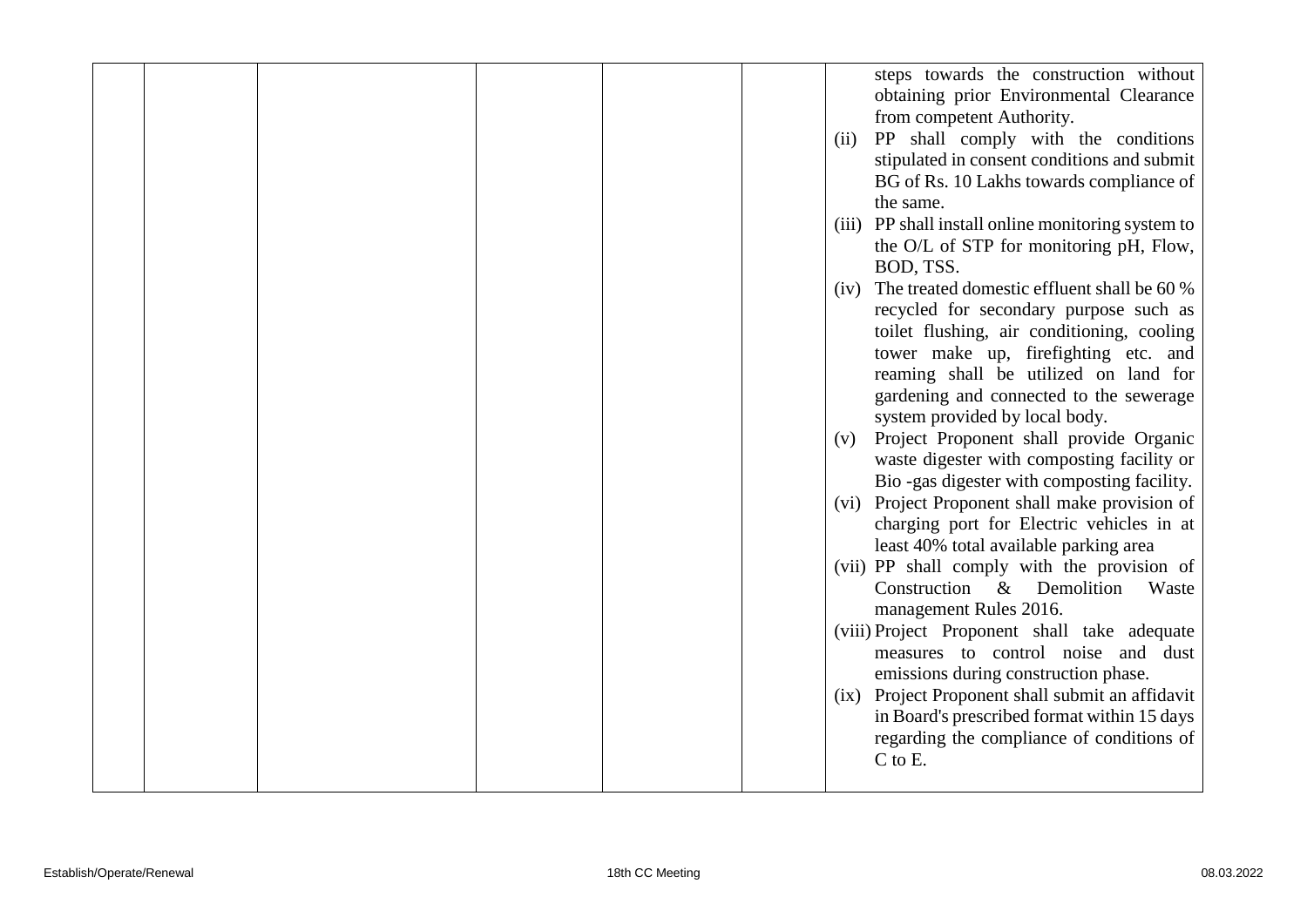| | | | | | | |
|---|---|---|---|---|---|---|
| | | | | | | steps towards the construction without obtaining prior Environmental Clearance from competent Authority.<br>(ii) PP shall comply with the conditions stipulated in consent conditions and submit BG of Rs. 10 Lakhs towards compliance of the same.<br>(iii) PP shall install online monitoring system to the O/L of STP for monitoring pH, Flow, BOD, TSS.<br>(iv) The treated domestic effluent shall be 60 % recycled for secondary purpose such as toilet flushing, air conditioning, cooling tower make up, firefighting etc. and reaming shall be utilized on land for gardening and connected to the sewerage system provided by local body.<br>(v) Project Proponent shall provide Organic waste digester with composting facility or Bio -gas digester with composting facility.<br>(vi) Project Proponent shall make provision of charging port for Electric vehicles in at least 40% total available parking area<br>(vii) PP shall comply with the provision of Construction & Demolition Waste management Rules 2016.<br>(viii) Project Proponent shall take adequate measures to control noise and dust emissions during construction phase.<br>(ix) Project Proponent shall submit an affidavit in Board's prescribed format within 15 days regarding the compliance of conditions of C to E. |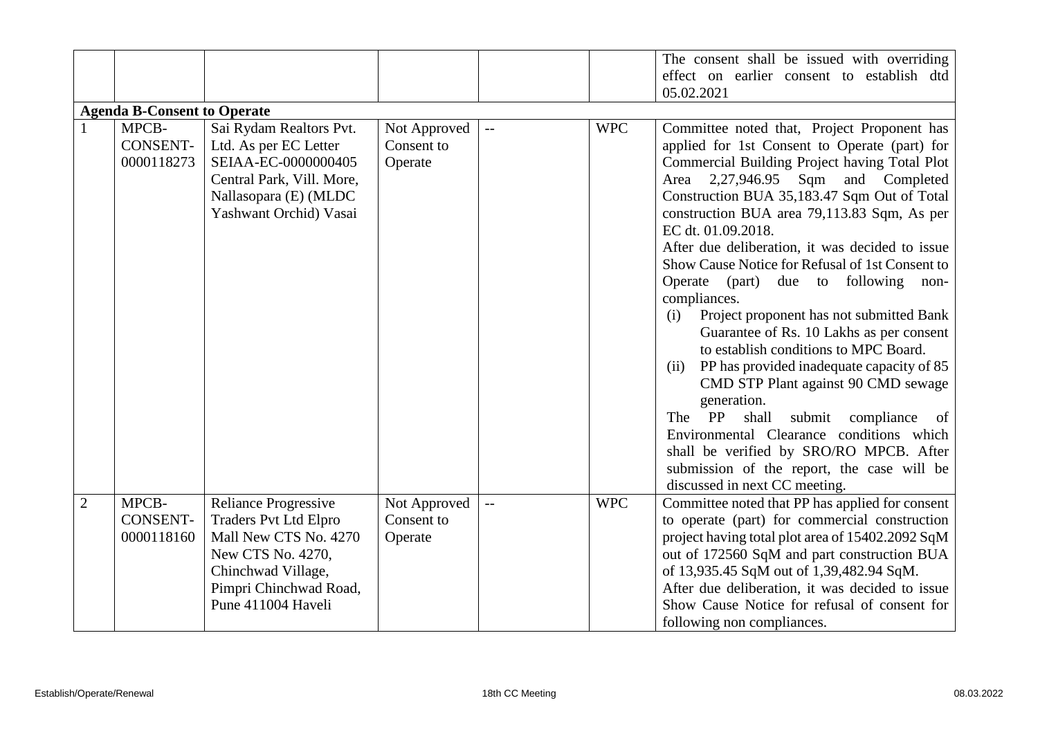| | | | | | | |
|---|---|---|---|---|---|---|
| | | | | | | The consent shall be issued with overriding effect on earlier consent to establish dtd 05.02.2021 |
| **Agenda B-Consent to Operate** | | | | | | |
| 1 | MPCB-CONSENT-0000118273 | Sai Rydam Realtors Pvt. Ltd. As per EC Letter SEIAA-EC-0000000405 Central Park, Vill. More, Nallasopara (E) (MLDC Yashwant Orchid) Vasai | Not Approved Consent to Operate | -- | WPC | Committee noted that, Project Proponent has applied for 1st Consent to Operate (part) for Commercial Building Project having Total Plot Area 2,27,946.95 Sqm and Completed Construction BUA 35,183.47 Sqm Out of Total construction BUA area 79,113.83 Sqm, As per EC dt. 01.09.2018.<br>After due deliberation, it was decided to issue Show Cause Notice for Refusal of 1st Consent to Operate (part) due to following non-compliances.<br>(i) Project proponent has not submitted Bank Guarantee of Rs. 10 Lakhs as per consent to establish conditions to MPC Board.<br>(ii) PP has provided inadequate capacity of 85 CMD STP Plant against 90 CMD sewage generation.<br>The PP shall submit compliance of Environmental Clearance conditions which shall be verified by SRO/RO MPCB. After submission of the report, the case will be discussed in next CC meeting. |
| 2 | MPCB-CONSENT-0000118160 | Reliance Progressive Traders Pvt Ltd Elpro Mall New CTS No. 4270 New CTS No. 4270, Chinchwad Village, Pimpri Chinchwad Road, Pune 411004 Haveli | Not Approved Consent to Operate | -- | WPC | Committee noted that PP has applied for consent to operate (part) for commercial construction project having total plot area of 15402.2092 SqM out of 172560 SqM and part construction BUA of 13,935.45 SqM out of 1,39,482.94 SqM.<br>After due deliberation, it was decided to issue Show Cause Notice for refusal of consent for following non compliances. |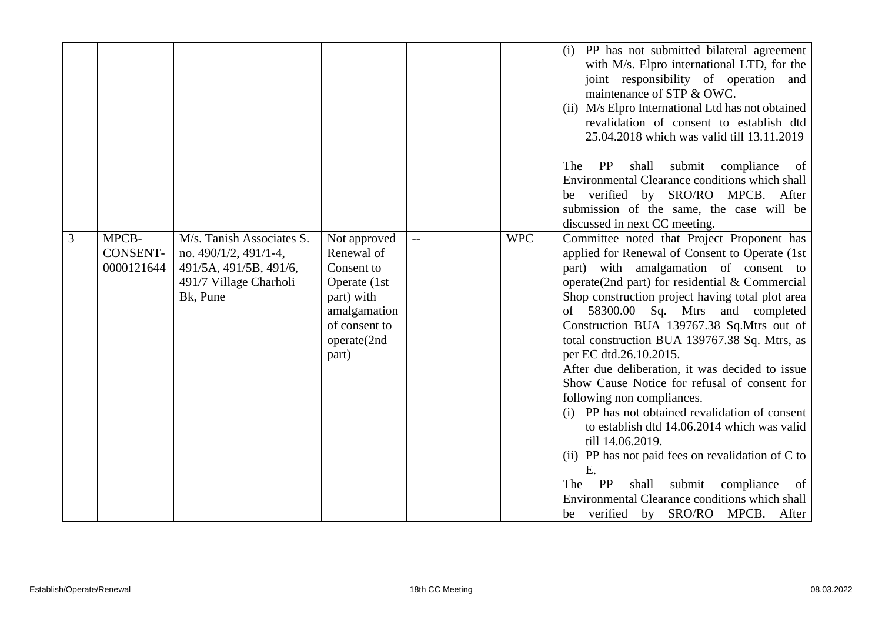| | | | | | | |
|---|---|---|---|---|---|---|
| | | | | | | (i) PP has not submitted bilateral agreement with M/s. Elpro international LTD, for the joint responsibility of operation and maintenance of STP & OWC.<br>(ii) M/s Elpro International Ltd has not obtained revalidation of consent to establish dtd 25.04.2018 which was valid till 13.11.2019<br><br>The PP shall submit compliance of Environmental Clearance conditions which shall be verified by SRO/RO MPCB. After submission of the same, the case will be discussed in next CC meeting. |
| 3 | MPCB-CONSENT-0000121644 | M/s. Tanish Associates S. no. 490/1/2, 491/1-4, 491/5A, 491/5B, 491/6, 491/7 Village Charholi Bk, Pune | Not approved Renewal of Consent to Operate (1st part) with amalgamation of consent to operate(2nd part) | -- | WPC | Committee noted that Project Proponent has applied for Renewal of Consent to Operate (1st part) with amalgamation of consent to operate(2nd part) for residential & Commercial Shop construction project having total plot area of 58300.00 Sq. Mtrs and completed Construction BUA 139767.38 Sq.Mtrs out of total construction BUA 139767.38 Sq. Mtrs, as per EC dtd.26.10.2015.<br>After due deliberation, it was decided to issue Show Cause Notice for refusal of consent for following non compliances.<br>(i) PP has not obtained revalidation of consent to establish dtd 14.06.2014 which was valid till 14.06.2019.<br>(ii) PP has not paid fees on revalidation of C to E.<br>The PP shall submit compliance of Environmental Clearance conditions which shall be verified by SRO/RO MPCB. After |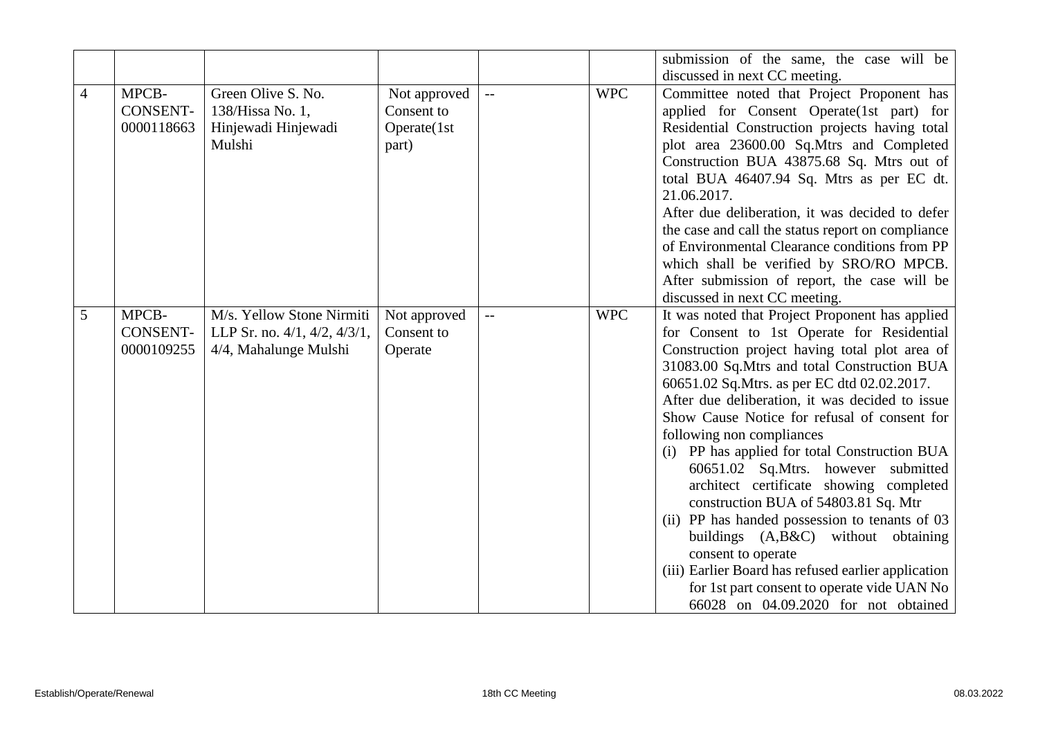| | | | | | | |
|---|---|---|---|---|---|---|
| | | | | | | submission of the same, the case will be discussed in next CC meeting. |
| 4 | MPCB-CONSENT-0000118663 | Green Olive S. No. 138/Hissa No. 1, Hinjewadi Hinjewadi Mulshi | Not approved Consent to Operate(1st part) | -- | WPC | Committee noted that Project Proponent has applied for Consent Operate(1st part) for Residential Construction projects having total plot area 23600.00 Sq.Mtrs and Completed Construction BUA 43875.68 Sq. Mtrs out of total BUA 46407.94 Sq. Mtrs as per EC dt. 21.06.2017.<br>After due deliberation, it was decided to defer the case and call the status report on compliance of Environmental Clearance conditions from PP which shall be verified by SRO/RO MPCB. After submission of report, the case will be discussed in next CC meeting. |
| 5 | MPCB-CONSENT-0000109255 | M/s. Yellow Stone Nirmiti LLP Sr. no. 4/1, 4/2, 4/3/1, 4/4, Mahalunge Mulshi | Not approved Consent to Operate | -- | WPC | It was noted that Project Proponent has applied for Consent to 1st Operate for Residential Construction project having total plot area of 31083.00 Sq.Mtrs and total Construction BUA 60651.02 Sq.Mtrs. as per EC dtd 02.02.2017.<br>After due deliberation, it was decided to issue Show Cause Notice for refusal of consent for following non compliances<br>(i) PP has applied for total Construction BUA 60651.02 Sq.Mtrs. however submitted architect certificate showing completed construction BUA of 54803.81 Sq. Mtr<br>(ii) PP has handed possession to tenants of 03 buildings (A,B&C) without obtaining consent to operate<br>(iii) Earlier Board has refused earlier application for 1st part consent to operate vide UAN No 66028 on 04.09.2020 for not obtained |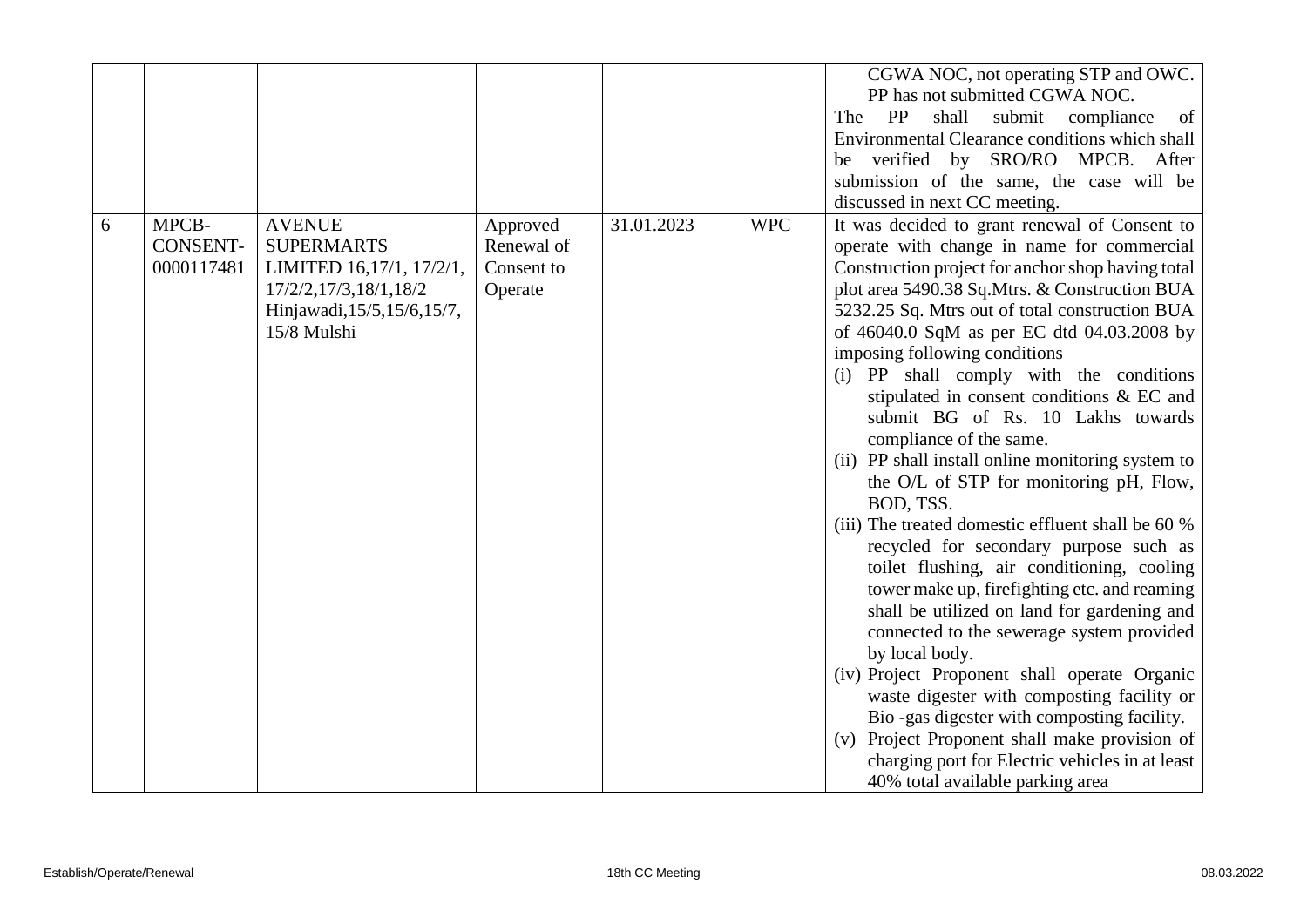| | | | | | | |
|---|---|---|---|---|---|---|
| | | | | | | CGWA NOC, not operating STP and OWC. PP has not submitted CGWA NOC. The PP shall submit compliance of Environmental Clearance conditions which shall be verified by SRO/RO MPCB. After submission of the same, the case will be discussed in next CC meeting. |
| 6 | MPCB-CONSENT-0000117481 | AVENUE SUPERMARTS LIMITED 16,17/1, 17/2/1, 17/2/2,17/3,18/1,18/2 Hinjawadi,15/5,15/6,15/7, 15/8 Mulshi | Approved Renewal of Consent to Operate | 31.01.2023 | WPC | It was decided to grant renewal of Consent to operate with change in name for commercial Construction project for anchor shop having total plot area 5490.38 Sq.Mtrs. & Construction BUA 5232.25 Sq. Mtrs out of total construction BUA of 46040.0 SqM as per EC dtd 04.03.2008 by imposing following conditions<br>(i) PP shall comply with the conditions stipulated in consent conditions & EC and submit BG of Rs. 10 Lakhs towards compliance of the same.<br>(ii) PP shall install online monitoring system to the O/L of STP for monitoring pH, Flow, BOD, TSS.<br>(iii) The treated domestic effluent shall be 60 % recycled for secondary purpose such as toilet flushing, air conditioning, cooling tower make up, firefighting etc. and reaming shall be utilized on land for gardening and connected to the sewerage system provided by local body.<br>(iv) Project Proponent shall operate Organic waste digester with composting facility or Bio -gas digester with composting facility.<br>(v) Project Proponent shall make provision of charging port for Electric vehicles in at least 40% total available parking area |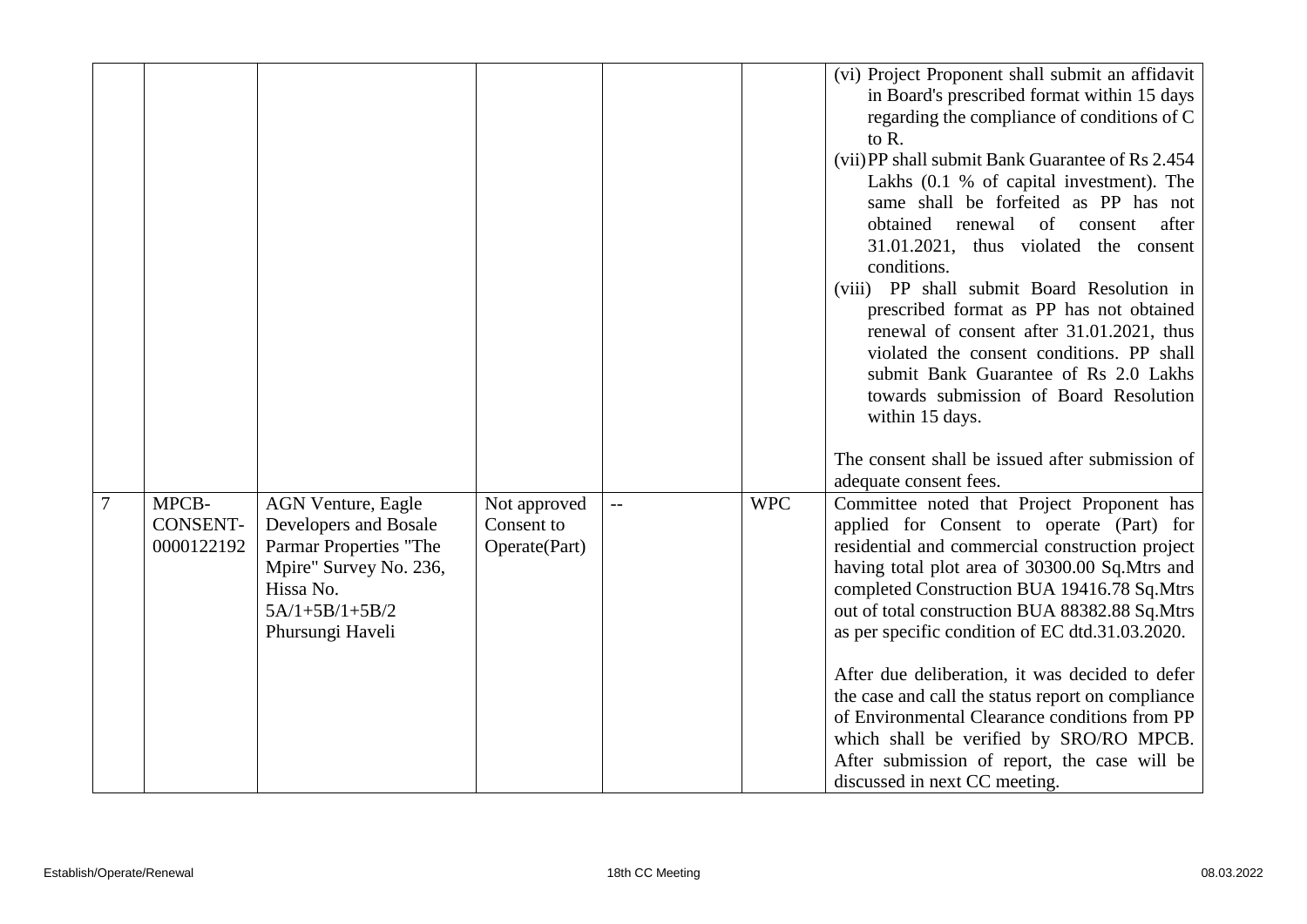| | | | | | | |
|---|---|---|---|---|---|---|
| | | | | | | (vi) Project Proponent shall submit an affidavit in Board's prescribed format within 15 days regarding the compliance of conditions of C to R.<br>(vii) PP shall submit Bank Guarantee of Rs 2.454 Lakhs (0.1 % of capital investment). The same shall be forfeited as PP has not obtained renewal of consent after 31.01.2021, thus violated the consent conditions.<br>(viii) PP shall submit Board Resolution in prescribed format as PP has not obtained renewal of consent after 31.01.2021, thus violated the consent conditions. PP shall submit Bank Guarantee of Rs 2.0 Lakhs towards submission of Board Resolution within 15 days.<br><br>The consent shall be issued after submission of adequate consent fees. |
| 7 | MPCB-CONSENT-0000122192 | AGN Venture, Eagle Developers and Bosale Parmar Properties "The Mpire" Survey No. 236, Hissa No. 5A/1+5B/1+5B/2 Phursungi Haveli | Not approved Consent to Operate(Part) | -- | WPC | Committee noted that Project Proponent has applied for Consent to operate (Part) for residential and commercial construction project having total plot area of 30300.00 Sq.Mtrs and completed Construction BUA 19416.78 Sq.Mtrs out of total construction BUA 88382.88 Sq.Mtrs as per specific condition of EC dtd.31.03.2020.<br><br>After due deliberation, it was decided to defer the case and call the status report on compliance of Environmental Clearance conditions from PP which shall be verified by SRO/RO MPCB. After submission of report, the case will be discussed in next CC meeting. |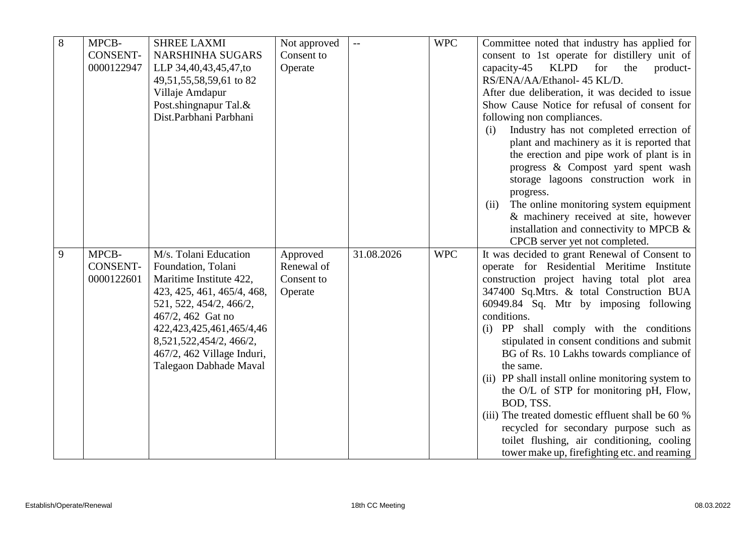| 8 | MPCB-CONSENT-0000122947 | SHREE LAXMI NARSHINHA SUGARS LLP 34,40,43,45,47,to 49,51,55,58,59,61 to 82 Villaje Amdapur Post.shingnapur Tal.& Dist.Parbhani Parbhani | Not approved Consent to Operate | -- | WPC | Committee noted that industry has applied for consent to 1st operate for distillery unit of capacity-45 KLPD for the product-RS/ENA/AA/Ethanol- 45 KL/D.<br>After due deliberation, it was decided to issue Show Cause Notice for refusal of consent for following non compliances.<br>(i) Industry has not completed errection of plant and machinery as it is reported that the erection and pipe work of plant is in progress & Compost yard spent wash storage lagoons construction work in progress.<br>(ii) The online monitoring system equipment & machinery received at site, however installation and connectivity to MPCB & CPCB server yet not completed. |
|---|---|---|---|---|---|---|
| 9 | MPCB-CONSENT-0000122601 | M/s. Tolani Education Foundation, Tolani Maritime Institute 422, 423, 425, 461, 465/4, 468, 521, 522, 454/2, 466/2, 467/2, 462 Gat no 422,423,425,461,465/4,468,521,522,454/2, 466/2, 467/2, 462 Village Induri, Talegaon Dabhade Maval | Approved Renewal of Consent to Operate | 31.08.2026 | WPC | It was decided to grant Renewal of Consent to operate for Residential Meritime Institute construction project having total plot area 347400 Sq.Mtrs. & total Construction BUA 60949.84 Sq. Mtr by imposing following conditions.<br>(i) PP shall comply with the conditions stipulated in consent conditions and submit BG of Rs. 10 Lakhs towards compliance of the same.<br>(ii) PP shall install online monitoring system to the O/L of STP for monitoring pH, Flow, BOD, TSS.<br>(iii) The treated domestic effluent shall be 60 % recycled for secondary purpose such as toilet flushing, air conditioning, cooling tower make up, firefighting etc. and reaming |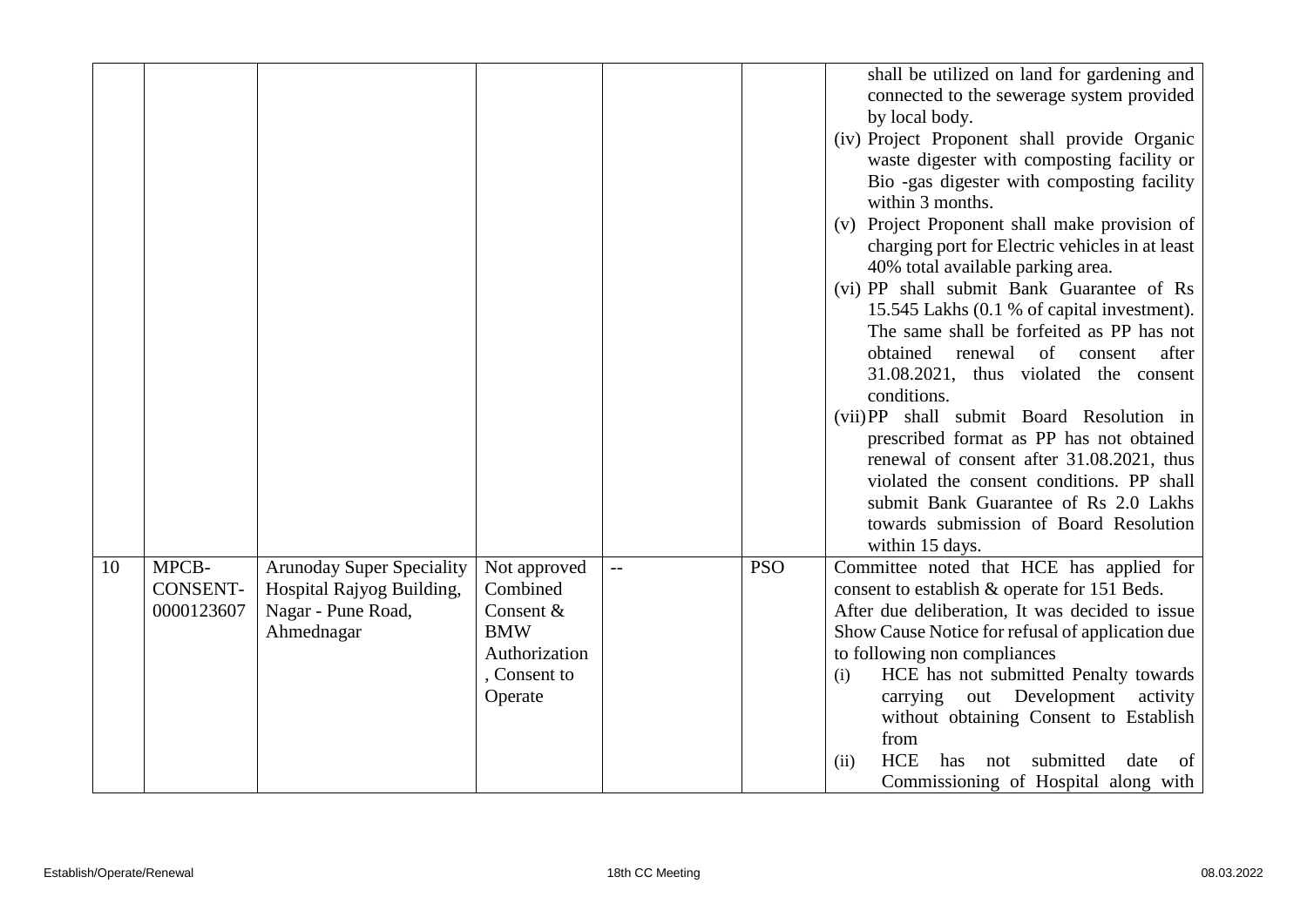| | | | | | | |
|---|---|---|---|---|---|---|
| | | | | | | shall be utilized on land for gardening and connected to the sewerage system provided by local body.<br>(iv) Project Proponent shall provide Organic waste digester with composting facility or Bio -gas digester with composting facility within 3 months.<br>(v) Project Proponent shall make provision of charging port for Electric vehicles in at least 40% total available parking area.<br>(vi) PP shall submit Bank Guarantee of Rs 15.545 Lakhs (0.1 % of capital investment). The same shall be forfeited as PP has not obtained renewal of consent after 31.08.2021, thus violated the consent conditions.<br>(vii) PP shall submit Board Resolution in prescribed format as PP has not obtained renewal of consent after 31.08.2021, thus violated the consent conditions. PP shall submit Bank Guarantee of Rs 2.0 Lakhs towards submission of Board Resolution within 15 days. |
| 10 | MPCB-CONSENT-0000123607 | Arunoday Super Speciality Hospital Rajyog Building, Nagar - Pune Road, Ahmednagar | Not approved Combined Consent & BMW Authorization , Consent to Operate | -- | PSO | Committee noted that HCE has applied for consent to establish & operate for 151 Beds.<br>After due deliberation, It was decided to issue Show Cause Notice for refusal of application due to following non compliances<br>(i) HCE has not submitted Penalty towards carrying out Development activity without obtaining Consent to Establish from<br>(ii) HCE has not submitted date of Commissioning of Hospital along with |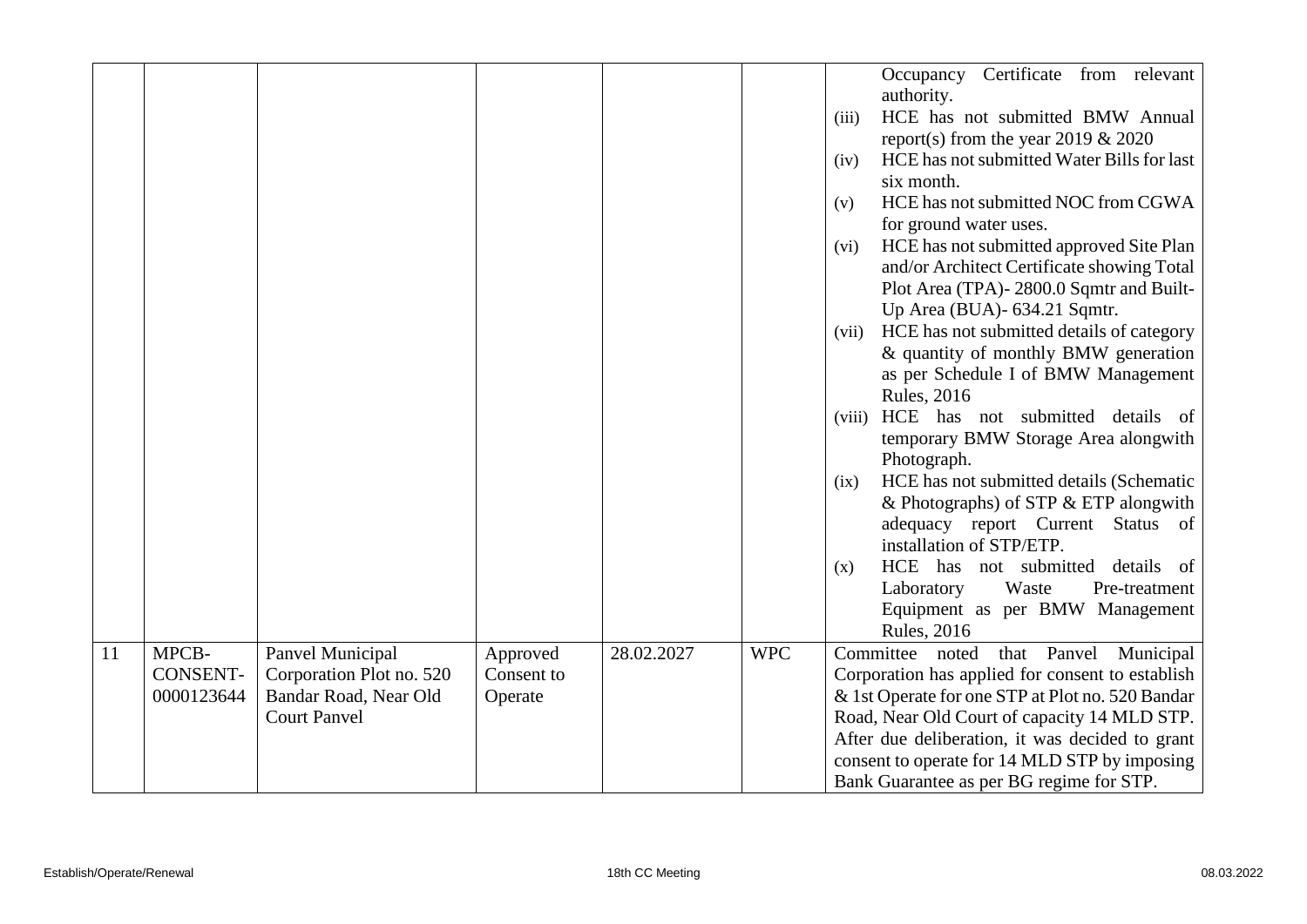| | | | | | | |
|---|---|---|---|---|---|---|
| | | | | | | Occupancy Certificate from relevant authority.<br>(iii) HCE has not submitted BMW Annual report(s) from the year 2019 & 2020<br>(iv) HCE has not submitted Water Bills for last six month.<br>(v) HCE has not submitted NOC from CGWA for ground water uses.<br>(vi) HCE has not submitted approved Site Plan and/or Architect Certificate showing Total Plot Area (TPA)- 2800.0 Sqmtr and Built-Up Area (BUA)- 634.21 Sqmtr.<br>(vii) HCE has not submitted details of category & quantity of monthly BMW generation as per Schedule I of BMW Management Rules, 2016<br>(viii) HCE has not submitted details of temporary BMW Storage Area alongwith Photograph.<br>(ix) HCE has not submitted details (Schematic & Photographs) of STP & ETP alongwith adequacy report Current Status of installation of STP/ETP.<br>(x) HCE has not submitted details of Laboratory Waste Pre-treatment Equipment as per BMW Management Rules, 2016 |
| 11 | MPCB-CONSENT-0000123644 | Panvel Municipal Corporation Plot no. 520 Bandar Road, Near Old Court Panvel | Approved Consent to Operate | 28.02.2027 | WPC | Committee noted that Panvel Municipal Corporation has applied for consent to establish & 1st Operate for one STP at Plot no. 520 Bandar Road, Near Old Court of capacity 14 MLD STP. After due deliberation, it was decided to grant consent to operate for 14 MLD STP by imposing Bank Guarantee as per BG regime for STP. |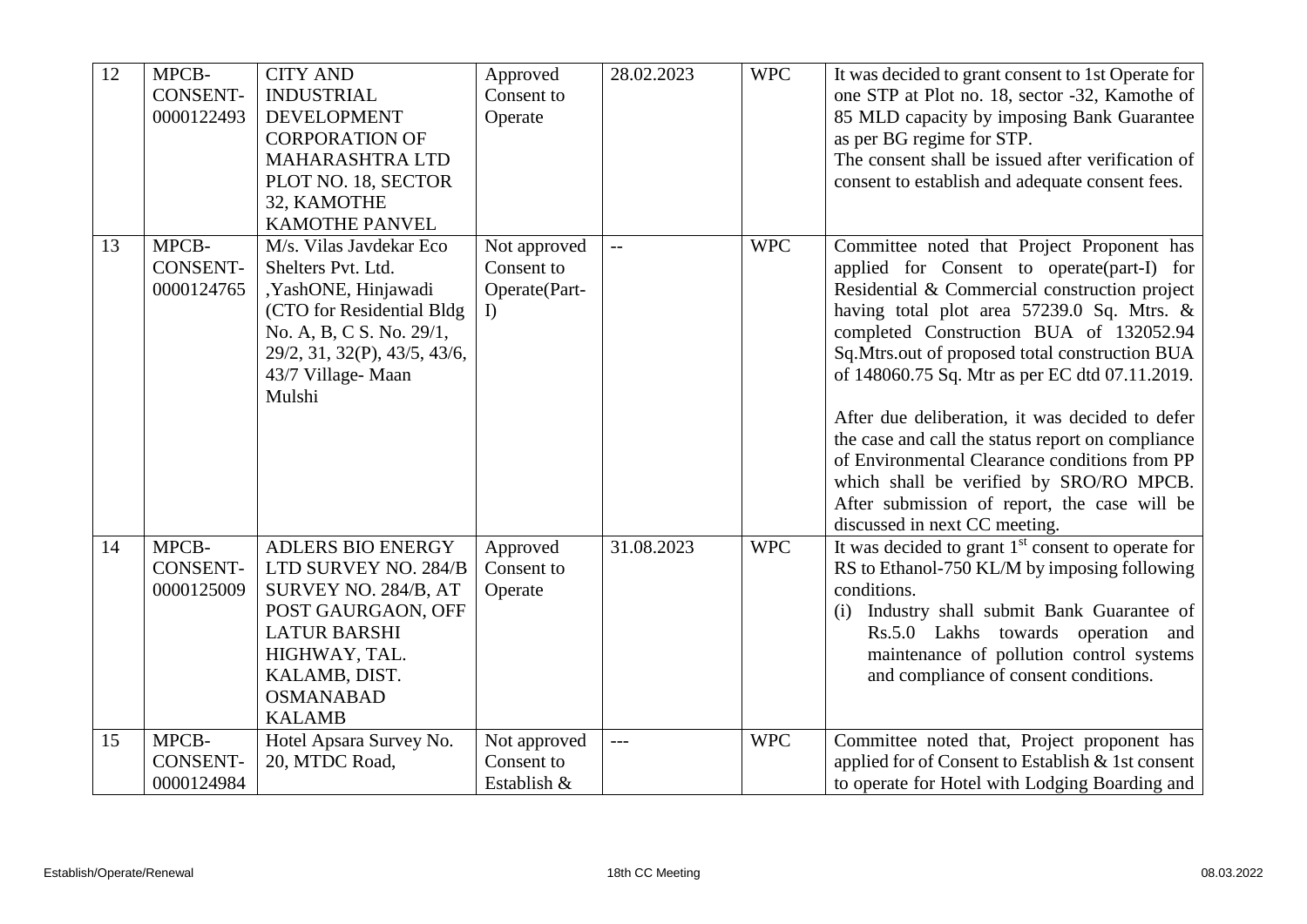| 12 | MPCB-CONSENT-0000122493 | CITY AND INDUSTRIAL DEVELOPMENT CORPORATION OF MAHARASHTRA LTD PLOT NO. 18, SECTOR 32, KAMOTHE KAMOTHE PANVEL | Approved Consent to Operate | 28.02.2023 | WPC | It was decided to grant consent to 1st Operate for one STP at Plot no. 18, sector -32, Kamothe of 85 MLD capacity by imposing Bank Guarantee as per BG regime for STP.<br>The consent shall be issued after verification of consent to establish and adequate consent fees. |
|---|---|---|---|---|---|---|
| 13 | MPCB-CONSENT-0000124765 | M/s. Vilas Javdekar Eco Shelters Pvt. Ltd. ,YashONE, Hinjawadi (CTO for Residential Bldg No. A, B, C S. No. 29/1, 29/2, 31, 32(P), 43/5, 43/6, 43/7 Village- Maan Mulshi | Not approved Consent to Operate(Part-I) | -- | WPC | Committee noted that Project Proponent has applied for Consent to operate(part-I) for Residential & Commercial construction project having total plot area 57239.0 Sq. Mtrs. & completed Construction BUA of 132052.94 Sq.Mtrs.out of proposed total construction BUA of 148060.75 Sq. Mtr as per EC dtd 07.11.2019.<br><br>After due deliberation, it was decided to defer the case and call the status report on compliance of Environmental Clearance conditions from PP which shall be verified by SRO/RO MPCB. After submission of report, the case will be discussed in next CC meeting. |
| 14 | MPCB-CONSENT-0000125009 | ADLERS BIO ENERGY LTD SURVEY NO. 284/B SURVEY NO. 284/B, AT POST GAURGAON, OFF LATUR BARSHI HIGHWAY, TAL. KALAMB, DIST. OSMANABAD KALAMB | Approved Consent to Operate | 31.08.2023 | WPC | It was decided to grant 1st consent to operate for RS to Ethanol-750 KL/M by imposing following conditions.<br>(i) Industry shall submit Bank Guarantee of Rs.5.0 Lakhs towards operation and maintenance of pollution control systems and compliance of consent conditions. |
| 15 | MPCB-CONSENT-0000124984 | Hotel Apsara Survey No. 20, MTDC Road, | Not approved Consent to Establish & | --- | WPC | Committee noted that, Project proponent has applied for of Consent to Establish & 1st consent to operate for Hotel with Lodging Boarding and |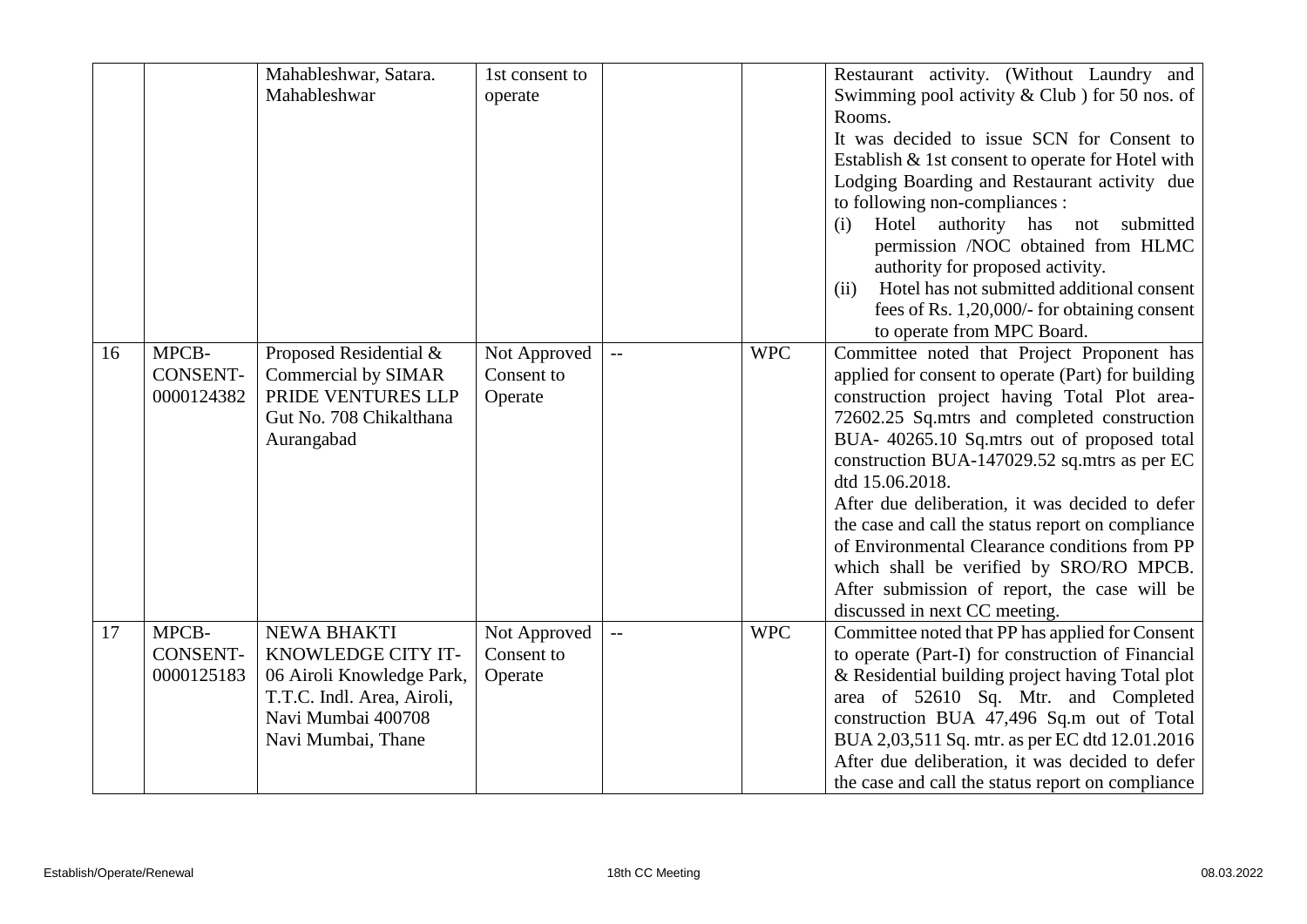| | | Mahableshwar, Satara. Mahableshwar | 1st consent to operate | | | Restaurant activity. (Without Laundry and Swimming pool activity & Club ) for 50 nos. of Rooms.<br>It was decided to issue SCN for Consent to Establish & 1st consent to operate for Hotel with Lodging Boarding and Restaurant activity due to following non-compliances :<br>(i) Hotel authority has not submitted permission /NOC obtained from HLMC authority for proposed activity.<br>(ii) Hotel has not submitted additional consent fees of Rs. 1,20,000/- for obtaining consent to operate from MPC Board. |
|---|---|---|---|---|---|---|
| 16 | MPCB-CONSENT-0000124382 | Proposed Residential & Commercial by SIMAR PRIDE VENTURES LLP Gut No. 708 Chikalthana Aurangabad | Not Approved Consent to Operate | -- | WPC | Committee noted that Project Proponent has applied for consent to operate (Part) for building construction project having Total Plot area-72602.25 Sq.mtrs and completed construction BUA- 40265.10 Sq.mtrs out of proposed total construction BUA-147029.52 sq.mtrs as per EC dtd 15.06.2018.<br>After due deliberation, it was decided to defer the case and call the status report on compliance of Environmental Clearance conditions from PP which shall be verified by SRO/RO MPCB. After submission of report, the case will be discussed in next CC meeting. |
| 17 | MPCB-CONSENT-0000125183 | NEWA BHAKTI KNOWLEDGE CITY IT-06 Airoli Knowledge Park, T.T.C. Indl. Area, Airoli, Navi Mumbai 400708 Navi Mumbai, Thane | Not Approved Consent to Operate | -- | WPC | Committee noted that PP has applied for Consent to operate (Part-I) for construction of Financial & Residential building project having Total plot area of 52610 Sq. Mtr. and Completed construction BUA 47,496 Sq.m out of Total BUA 2,03,511 Sq. mtr. as per EC dtd 12.01.2016<br>After due deliberation, it was decided to defer the case and call the status report on compliance |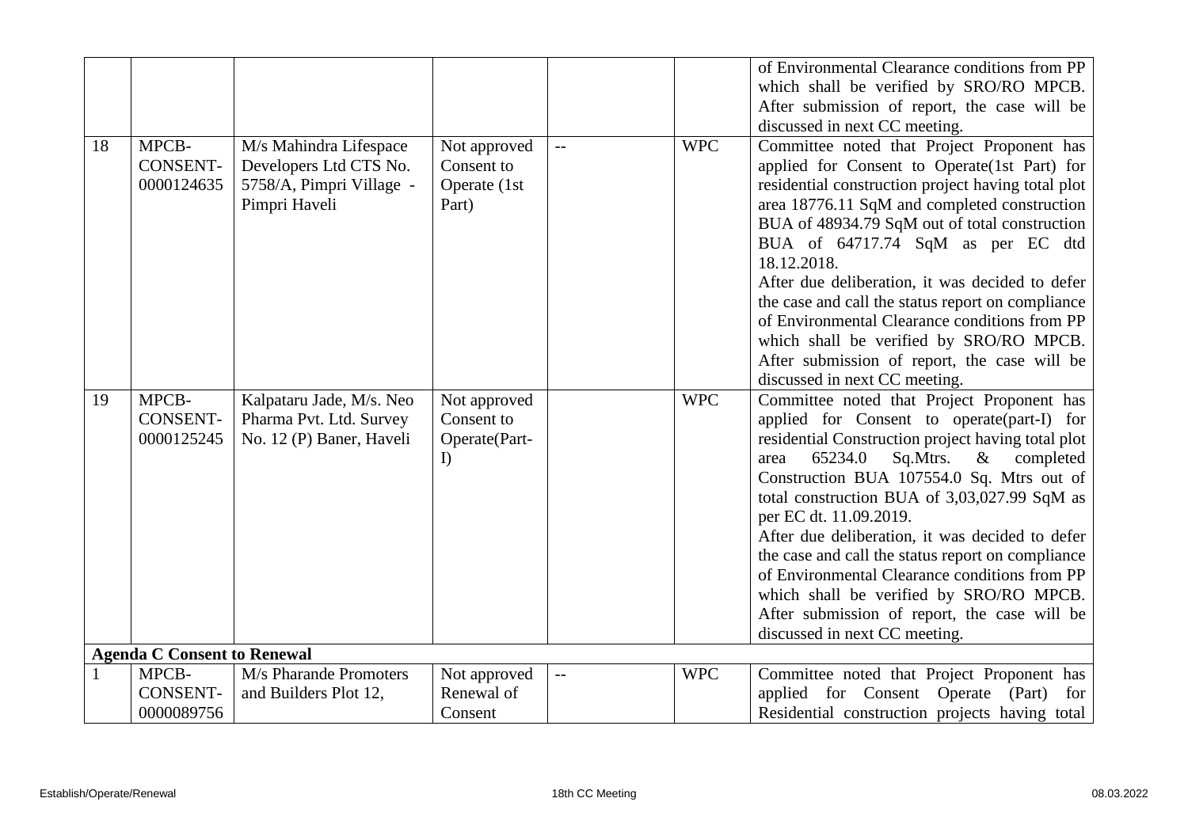| | | | | | | |
|---|---|---|---|---|---|---|
| | | | | | | of Environmental Clearance conditions from PP which shall be verified by SRO/RO MPCB. After submission of report, the case will be discussed in next CC meeting. |
| 18 | MPCB-CONSENT-0000124635 | M/s Mahindra Lifespace Developers Ltd CTS No. 5758/A, Pimpri Village - Pimpri Haveli | Not approved Consent to Operate (1st Part) | -- | WPC | Committee noted that Project Proponent has applied for Consent to Operate(1st Part) for residential construction project having total plot area 18776.11 SqM and completed construction BUA of 48934.79 SqM out of total construction BUA of 64717.74 SqM as per EC dtd 18.12.2018.<br>After due deliberation, it was decided to defer the case and call the status report on compliance of Environmental Clearance conditions from PP which shall be verified by SRO/RO MPCB. After submission of report, the case will be discussed in next CC meeting. |
| 19 | MPCB-CONSENT-0000125245 | Kalpataru Jade, M/s. Neo Pharma Pvt. Ltd. Survey No. 12 (P) Baner, Haveli | Not approved Consent to Operate(Part-I) | | WPC | Committee noted that Project Proponent has applied for Consent to operate(part-I) for residential Construction project having total plot area 65234.0 Sq.Mtrs. & completed Construction BUA 107554.0 Sq. Mtrs out of total construction BUA of 3,03,027.99 SqM as per EC dt. 11.09.2019.<br>After due deliberation, it was decided to defer the case and call the status report on compliance of Environmental Clearance conditions from PP which shall be verified by SRO/RO MPCB. After submission of report, the case will be discussed in next CC meeting. |
| **Agenda C Consent to Renewal** | | | | | | |
| 1 | MPCB-CONSENT-0000089756 | M/s Pharande Promoters and Builders Plot 12, | Not approved Renewal of Consent | -- | WPC | Committee noted that Project Proponent has applied for Consent Operate (Part) for Residential construction projects having total |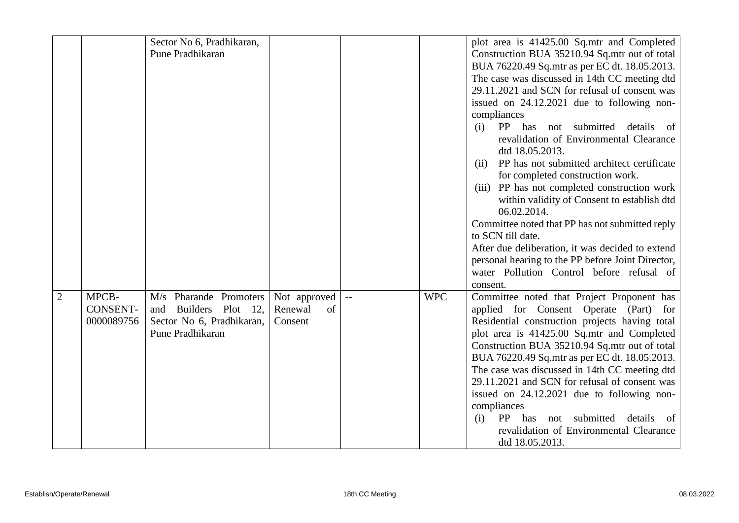|  |  | Sector No 6, Pradhikaran, Pune Pradhikaran |  |  |  | plot area is 41425.00 Sq.mtr and Completed Construction BUA 35210.94 Sq.mtr out of total BUA 76220.49 Sq.mtr as per EC dt. 18.05.2013. The case was discussed in 14th CC meeting dtd 29.11.2021 and SCN for refusal of consent was issued on 24.12.2021 due to following non-compliances<br>(i) PP has not submitted details of revalidation of Environmental Clearance dtd 18.05.2013.<br>(ii) PP has not submitted architect certificate for completed construction work.<br>(iii) PP has not completed construction work within validity of Consent to establish dtd 06.02.2014.<br>Committee noted that PP has not submitted reply to SCN till date.<br>After due deliberation, it was decided to extend personal hearing to the PP before Joint Director, water Pollution Control before refusal of consent. |
|---|---|---|---|---|---|---|
| 2 | MPCB-CONSENT-0000089756 | M/s Pharande Promoters and Builders Plot 12, Sector No 6, Pradhikaran, Pune Pradhikaran | Not approved Renewal of Consent | -- | WPC | Committee noted that Project Proponent has applied for Consent Operate (Part) for Residential construction projects having total plot area is 41425.00 Sq.mtr and Completed Construction BUA 35210.94 Sq.mtr out of total BUA 76220.49 Sq.mtr as per EC dt. 18.05.2013. The case was discussed in 14th CC meeting dtd 29.11.2021 and SCN for refusal of consent was issued on 24.12.2021 due to following non-compliances<br>(i) PP has not submitted details of revalidation of Environmental Clearance dtd 18.05.2013. |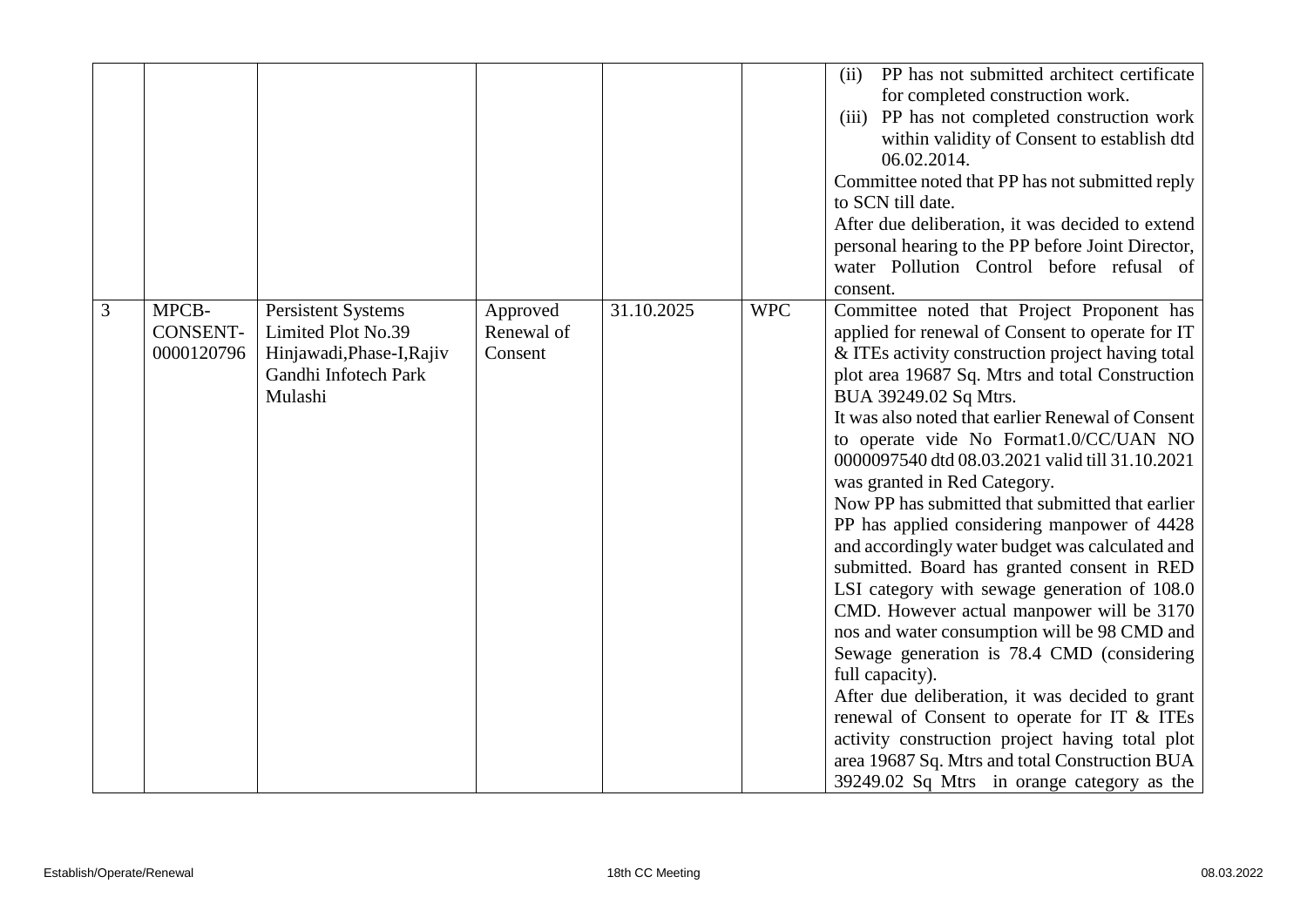|  |  |  |  |  |  | (ii) PP has not submitted architect certificate for completed construction work.<br>(iii) PP has not completed construction work within validity of Consent to establish dtd 06.02.2014.<br>Committee noted that PP has not submitted reply to SCN till date.<br>After due deliberation, it was decided to extend personal hearing to the PP before Joint Director, water Pollution Control before refusal of consent. |
|---|---|---|---|---|---|---|
| 3 | MPCB-CONSENT-0000120796 | Persistent Systems Limited Plot No.39 Hinjawadi,Phase-I,Rajiv Gandhi Infotech Park Mulashi | Approved Renewal of Consent | 31.10.2025 | WPC | Committee noted that Project Proponent has applied for renewal of Consent to operate for IT & ITEs activity construction project having total plot area 19687 Sq. Mtrs and total Construction BUA 39249.02 Sq Mtrs.<br>It was also noted that earlier Renewal of Consent to operate vide No Format1.0/CC/UAN NO 0000097540 dtd 08.03.2021 valid till 31.10.2021 was granted in Red Category.<br>Now PP has submitted that submitted that earlier PP has applied considering manpower of 4428 and accordingly water budget was calculated and submitted. Board has granted consent in RED LSI category with sewage generation of 108.0 CMD. However actual manpower will be 3170 nos and water consumption will be 98 CMD and Sewage generation is 78.4 CMD (considering full capacity).<br>After due deliberation, it was decided to grant renewal of Consent to operate for IT & ITEs activity construction project having total plot area 19687 Sq. Mtrs and total Construction BUA 39249.02 Sq Mtrs in orange category as the |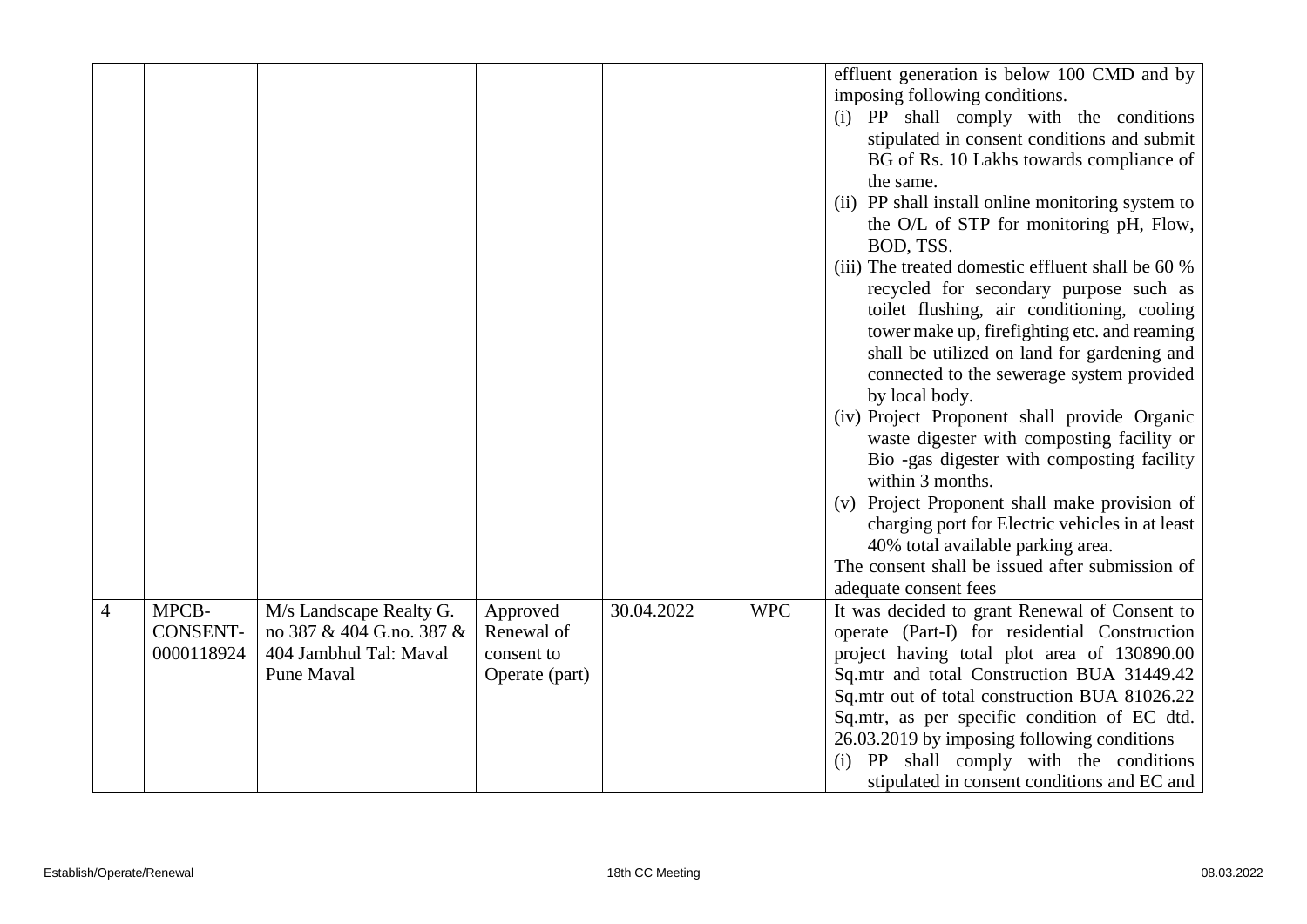| | | | | | | |
|---|---|---|---|---|---|---|
| | | | | | | effluent generation is below 100 CMD and by imposing following conditions.<br>(i) PP shall comply with the conditions stipulated in consent conditions and submit BG of Rs. 10 Lakhs towards compliance of the same.<br>(ii) PP shall install online monitoring system to the O/L of STP for monitoring pH, Flow, BOD, TSS.<br>(iii) The treated domestic effluent shall be 60 % recycled for secondary purpose such as toilet flushing, air conditioning, cooling tower make up, firefighting etc. and reaming shall be utilized on land for gardening and connected to the sewerage system provided by local body.<br>(iv) Project Proponent shall provide Organic waste digester with composting facility or Bio -gas digester with composting facility within 3 months.<br>(v) Project Proponent shall make provision of charging port for Electric vehicles in at least 40% total available parking area.<br>The consent shall be issued after submission of adequate consent fees |
| 4 | MPCB-CONSENT-0000118924 | M/s Landscape Realty G. no 387 & 404 G.no. 387 & 404 Jambhul Tal: Maval Pune Maval | Approved Renewal of consent to Operate (part) | 30.04.2022 | WPC | It was decided to grant Renewal of Consent to operate (Part-I) for residential Construction project having total plot area of 130890.00 Sq.mtr and total Construction BUA 31449.42 Sq.mtr out of total construction BUA 81026.22 Sq.mtr, as per specific condition of EC dtd. 26.03.2019 by imposing following conditions<br>(i) PP shall comply with the conditions stipulated in consent conditions and EC and |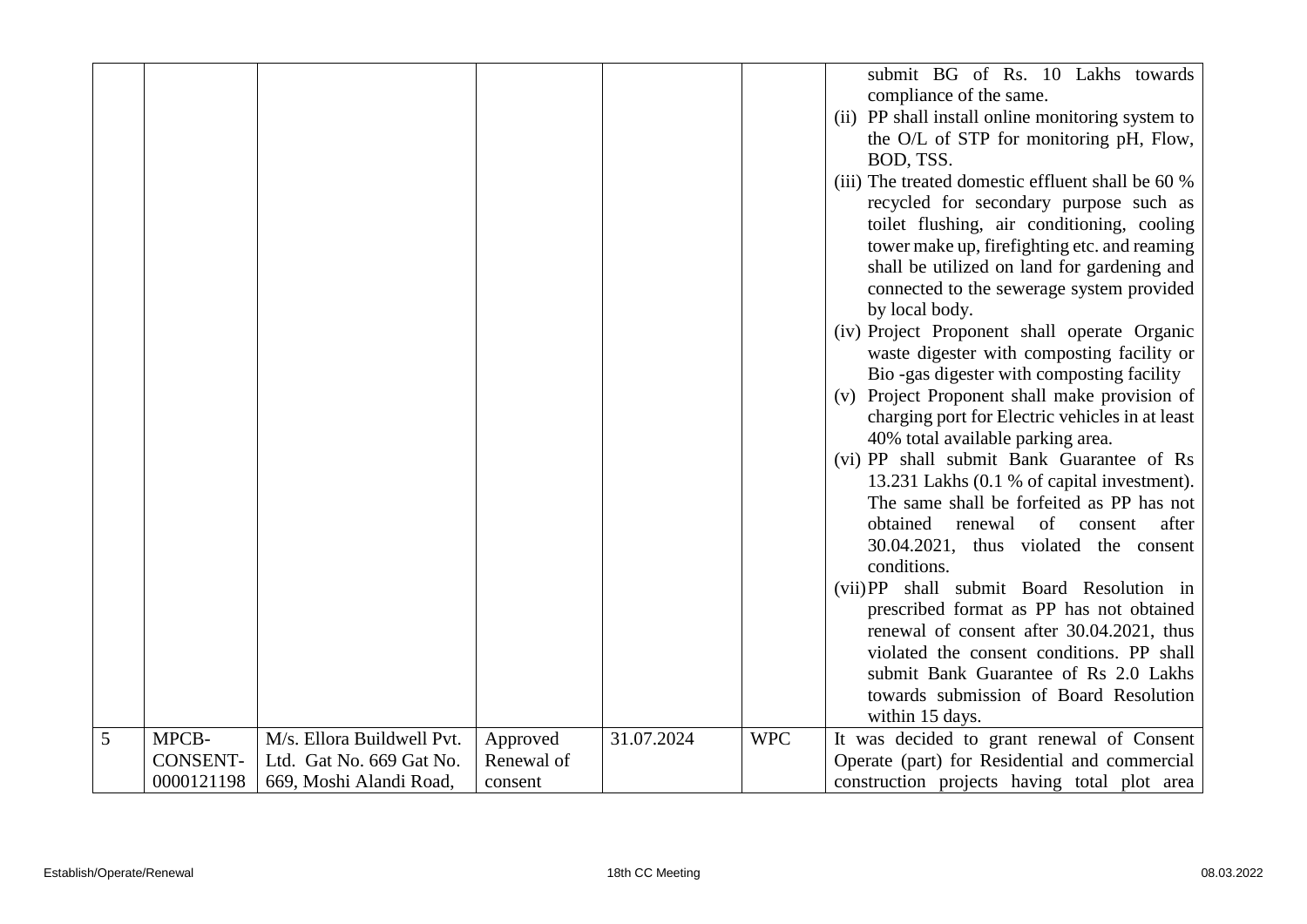| | | | | | | |
|---|---|---|---|---|---|---|
| | | | | | | submit BG of Rs. 10 Lakhs towards compliance of the same.<br>(ii) PP shall install online monitoring system to the O/L of STP for monitoring pH, Flow, BOD, TSS.<br>(iii) The treated domestic effluent shall be 60 % recycled for secondary purpose such as toilet flushing, air conditioning, cooling tower make up, firefighting etc. and reaming shall be utilized on land for gardening and connected to the sewerage system provided by local body.<br>(iv) Project Proponent shall operate Organic waste digester with composting facility or Bio -gas digester with composting facility<br>(v) Project Proponent shall make provision of charging port for Electric vehicles in at least 40% total available parking area.<br>(vi) PP shall submit Bank Guarantee of Rs 13.231 Lakhs (0.1 % of capital investment). The same shall be forfeited as PP has not obtained renewal of consent after 30.04.2021, thus violated the consent conditions.<br>(vii) PP shall submit Board Resolution in prescribed format as PP has not obtained renewal of consent after 30.04.2021, thus violated the consent conditions. PP shall submit Bank Guarantee of Rs 2.0 Lakhs towards submission of Board Resolution within 15 days. |
| 5 | MPCB-CONSENT-0000121198 | M/s. Ellora Buildwell Pvt. Ltd. Gat No. 669 Gat No. 669, Moshi Alandi Road, | Approved Renewal of consent | 31.07.2024 | WPC | It was decided to grant renewal of Consent Operate (part) for Residential and commercial construction projects having total plot area |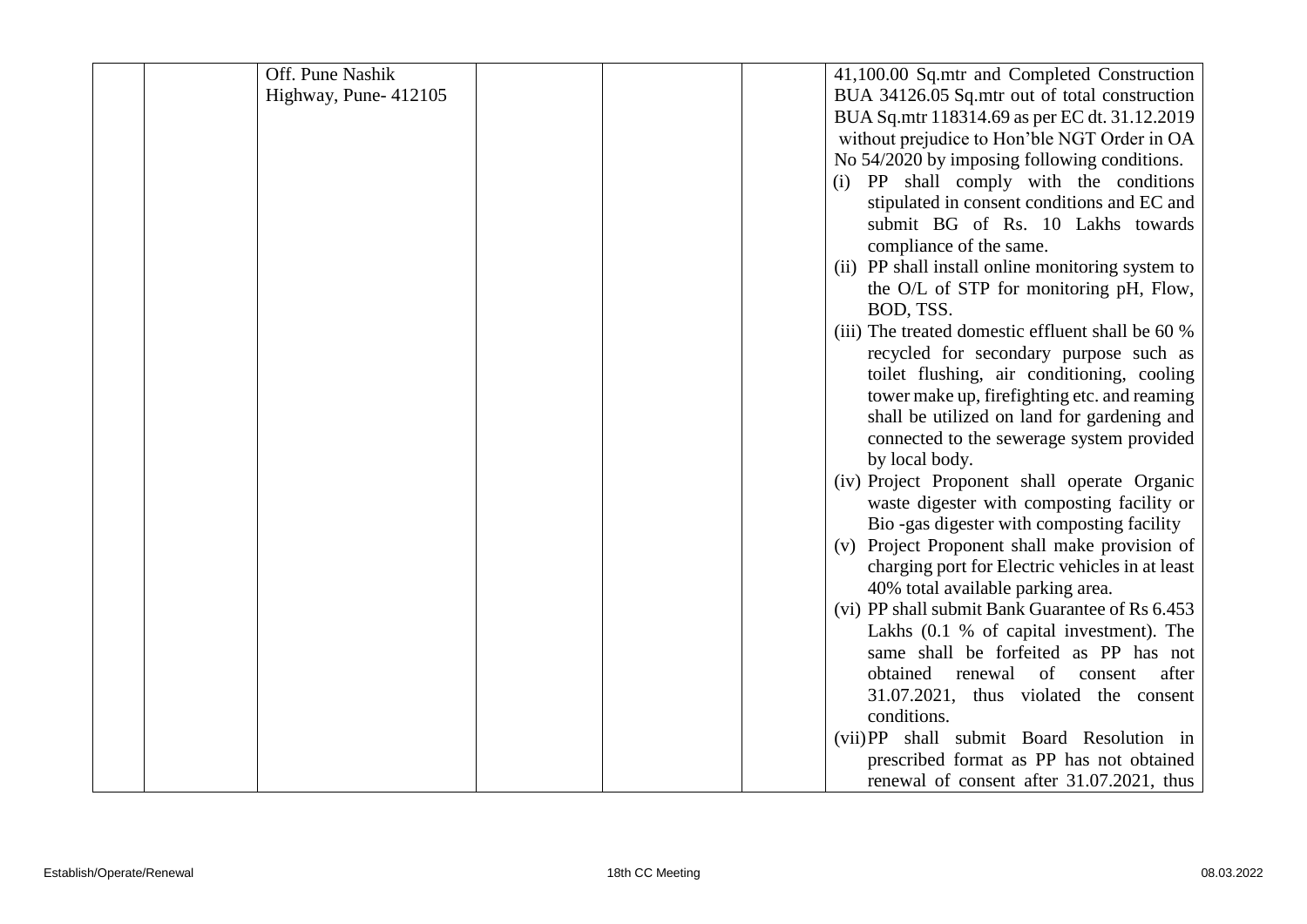| | | | | | | |
|---|---|---|---|---|---|---|
| | | Off. Pune Nashik Highway, Pune- 412105 | | | | 41,100.00 Sq.mtr and Completed Construction BUA 34126.05 Sq.mtr out of total construction BUA Sq.mtr 118314.69 as per EC dt. 31.12.2019 without prejudice to Hon'ble NGT Order in OA No 54/2020 by imposing following conditions.<br>(i) PP shall comply with the conditions stipulated in consent conditions and EC and submit BG of Rs. 10 Lakhs towards compliance of the same.<br>(ii) PP shall install online monitoring system to the O/L of STP for monitoring pH, Flow, BOD, TSS.<br>(iii) The treated domestic effluent shall be 60 % recycled for secondary purpose such as toilet flushing, air conditioning, cooling tower make up, firefighting etc. and reaming shall be utilized on land for gardening and connected to the sewerage system provided by local body.<br>(iv) Project Proponent shall operate Organic waste digester with composting facility or Bio -gas digester with composting facility<br>(v) Project Proponent shall make provision of charging port for Electric vehicles in at least 40% total available parking area.<br>(vi) PP shall submit Bank Guarantee of Rs 6.453 Lakhs (0.1 % of capital investment). The same shall be forfeited as PP has not obtained renewal of consent after 31.07.2021, thus violated the consent conditions.<br>(vii) PP shall submit Board Resolution in prescribed format as PP has not obtained renewal of consent after 31.07.2021, thus |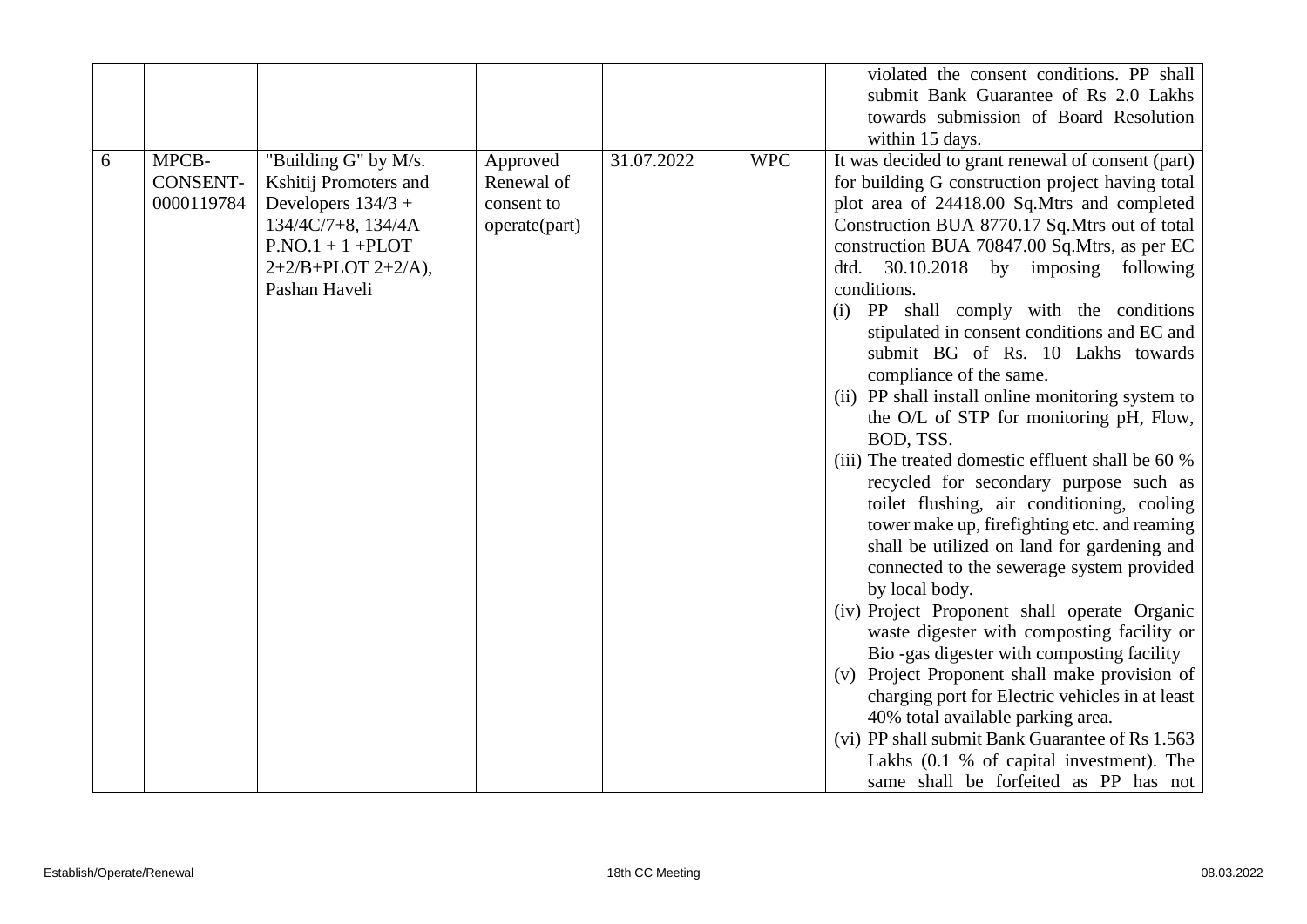| | | | | | | |
|---|---|---|---|---|---|---|
| | | | | | | violated the consent conditions. PP shall submit Bank Guarantee of Rs 2.0 Lakhs towards submission of Board Resolution within 15 days. |
| 6 | MPCB-CONSENT-0000119784 | "Building G" by M/s. Kshitij Promoters and Developers 134/3 + 134/4C/7+8, 134/4A P.NO.1 + 1 +PLOT 2+2/B+PLOT 2+2/A), Pashan Haveli | Approved Renewal of consent to operate(part) | 31.07.2022 | WPC | It was decided to grant renewal of consent (part) for building G construction project having total plot area of 24418.00 Sq.Mtrs and completed Construction BUA 8770.17 Sq.Mtrs out of total construction BUA 70847.00 Sq.Mtrs, as per EC dtd. 30.10.2018 by imposing following conditions.<br>(i) PP shall comply with the conditions stipulated in consent conditions and EC and submit BG of Rs. 10 Lakhs towards compliance of the same.<br>(ii) PP shall install online monitoring system to the O/L of STP for monitoring pH, Flow, BOD, TSS.<br>(iii) The treated domestic effluent shall be 60 % recycled for secondary purpose such as toilet flushing, air conditioning, cooling tower make up, firefighting etc. and reaming shall be utilized on land for gardening and connected to the sewerage system provided by local body.<br>(iv) Project Proponent shall operate Organic waste digester with composting facility or Bio -gas digester with composting facility<br>(v) Project Proponent shall make provision of charging port for Electric vehicles in at least 40% total available parking area.<br>(vi) PP shall submit Bank Guarantee of Rs 1.563 Lakhs (0.1 % of capital investment). The same shall be forfeited as PP has not |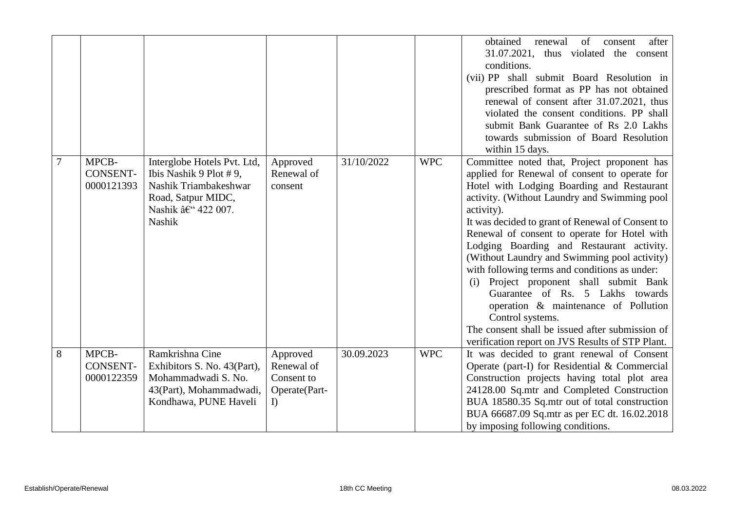|  |  |  |  |  |  |  |
|---|---|---|---|---|---|---|
|  |  |  |  |  |  | obtained renewal of consent after 31.07.2021, thus violated the consent conditions.<br>(vii) PP shall submit Board Resolution in prescribed format as PP has not obtained renewal of consent after 31.07.2021, thus violated the consent conditions. PP shall submit Bank Guarantee of Rs 2.0 Lakhs towards submission of Board Resolution within 15 days. |
| 7 | MPCB-CONSENT-0000121393 | Interglobe Hotels Pvt. Ltd, Ibis Nashik 9 Plot # 9, Nashik Triambakeshwar Road, Satpur MIDC, Nashik â€“ 422 007. Nashik | Approved Renewal of consent | 31/10/2022 | WPC | Committee noted that, Project proponent has applied for Renewal of consent to operate for Hotel with Lodging Boarding and Restaurant activity. (Without Laundry and Swimming pool activity).<br>It was decided to grant of Renewal of Consent to Renewal of consent to operate for Hotel with Lodging Boarding and Restaurant activity. (Without Laundry and Swimming pool activity) with following terms and conditions as under:<br>(i) Project proponent shall submit Bank Guarantee of Rs. 5 Lakhs towards operation & maintenance of Pollution Control systems.<br>The consent shall be issued after submission of verification report on JVS Results of STP Plant. |
| 8 | MPCB-CONSENT-0000122359 | Ramkrishna Cine Exhibitors S. No. 43(Part), Mohammadwadi S. No. 43(Part), Mohammadwadi, Kondhawa, PUNE Haveli | Approved Renewal of Consent to Operate(Part-I) | 30.09.2023 | WPC | It was decided to grant renewal of Consent Operate (part-I) for Residential & Commercial Construction projects having total plot area 24128.00 Sq.mtr and Completed Construction BUA 18580.35 Sq.mtr out of total construction BUA 66687.09 Sq.mtr as per EC dt. 16.02.2018 by imposing following conditions. |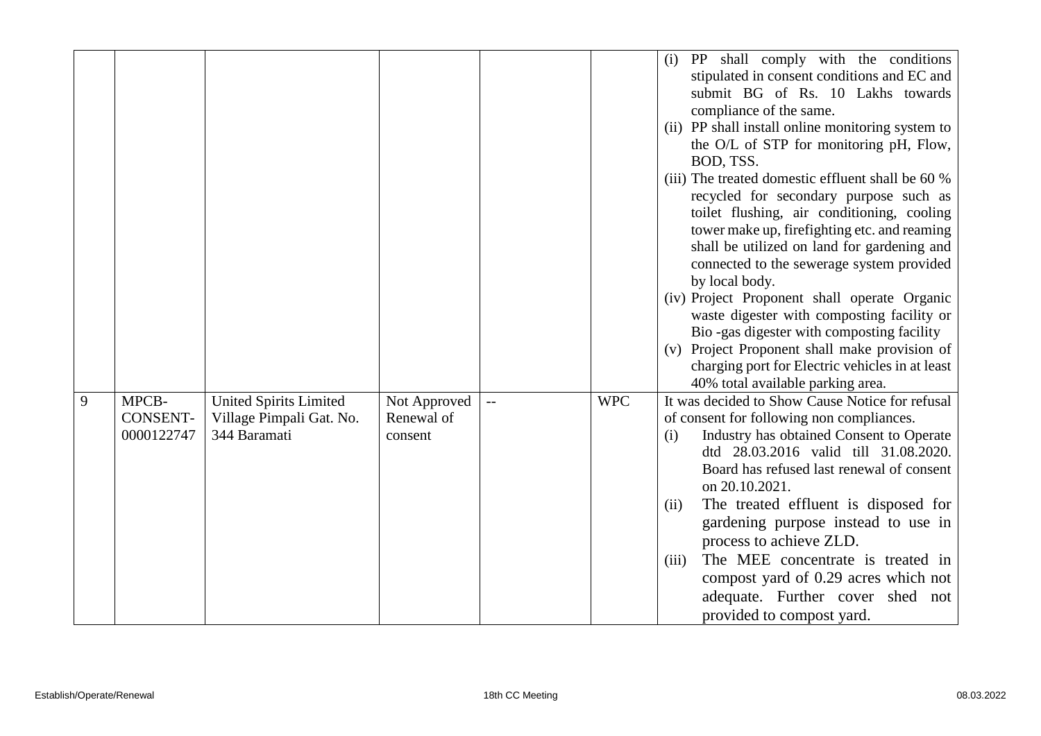| | | | | | | |
|---|---|---|---|---|---|---|
| | | | | | | (i) PP shall comply with the conditions stipulated in consent conditions and EC and submit BG of Rs. 10 Lakhs towards compliance of the same.<br>(ii) PP shall install online monitoring system to the O/L of STP for monitoring pH, Flow, BOD, TSS.<br>(iii) The treated domestic effluent shall be 60 % recycled for secondary purpose such as toilet flushing, air conditioning, cooling tower make up, firefighting etc. and reaming shall be utilized on land for gardening and connected to the sewerage system provided by local body.<br>(iv) Project Proponent shall operate Organic waste digester with composting facility or Bio -gas digester with composting facility<br>(v) Project Proponent shall make provision of charging port for Electric vehicles in at least 40% total available parking area. |
| 9 | MPCB-CONSENT-0000122747 | United Spirits Limited Village Pimpali Gat. No. 344 Baramati | Not Approved Renewal of consent | -- | WPC | It was decided to Show Cause Notice for refusal of consent for following non compliances.<br>(i) Industry has obtained Consent to Operate dtd 28.03.2016 valid till 31.08.2020. Board has refused last renewal of consent on 20.10.2021.<br>(ii) The treated effluent is disposed for gardening purpose instead to use in process to achieve ZLD.<br>(iii) The MEE concentrate is treated in compost yard of 0.29 acres which not adequate. Further cover shed not provided to compost yard. |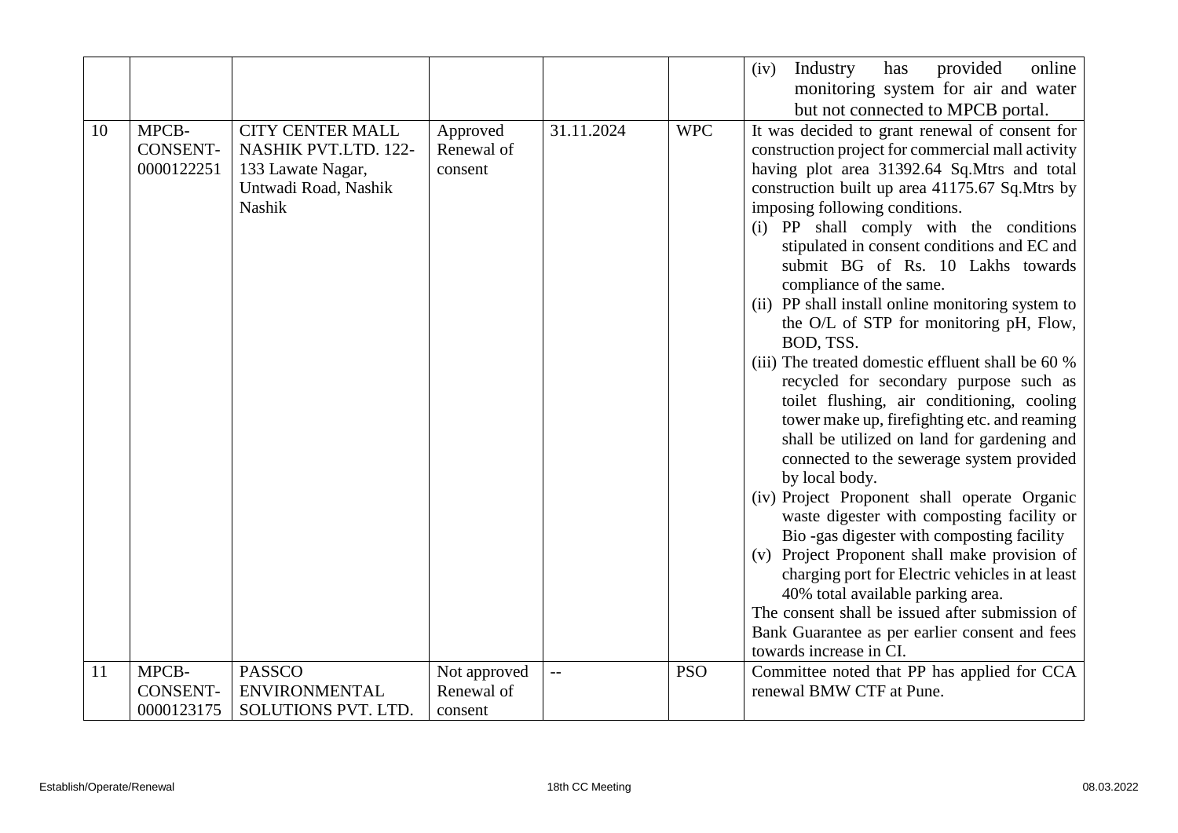| | | | | | | |
|---|---|---|---|---|---|---|
| | | | | | | (iv) Industry has provided online monitoring system for air and water but not connected to MPCB portal. |
| 10 | MPCB-CONSENT-0000122251 | CITY CENTER MALL NASHIK PVT.LTD. 122-133 Lawate Nagar, Untwadi Road, Nashik Nashik | Approved Renewal of consent | 31.11.2024 | WPC | It was decided to grant renewal of consent for construction project for commercial mall activity having plot area 31392.64 Sq.Mtrs and total construction built up area 41175.67 Sq.Mtrs by imposing following conditions.<br>(i) PP shall comply with the conditions stipulated in consent conditions and EC and submit BG of Rs. 10 Lakhs towards compliance of the same.<br>(ii) PP shall install online monitoring system to the O/L of STP for monitoring pH, Flow, BOD, TSS.<br>(iii) The treated domestic effluent shall be 60 % recycled for secondary purpose such as toilet flushing, air conditioning, cooling tower make up, firefighting etc. and reaming shall be utilized on land for gardening and connected to the sewerage system provided by local body.<br>(iv) Project Proponent shall operate Organic waste digester with composting facility or Bio -gas digester with composting facility<br>(v) Project Proponent shall make provision of charging port for Electric vehicles in at least 40% total available parking area.<br>The consent shall be issued after submission of Bank Guarantee as per earlier consent and fees towards increase in CI. |
| 11 | MPCB-CONSENT-0000123175 | PASSCO ENVIRONMENTAL SOLUTIONS PVT. LTD. | Not approved Renewal of consent | -- | PSO | Committee noted that PP has applied for CCA renewal BMW CTF at Pune. |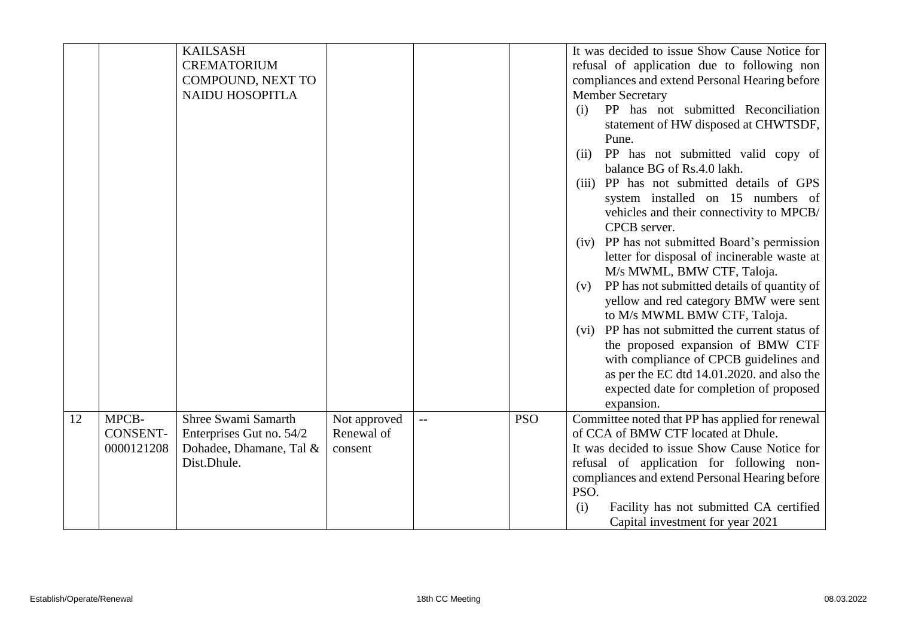| | | | | | | |
|---|---|---|---|---|---|---|
| | | KAILSASH CREMATORIUM COMPOUND, NEXT TO NAIDU HOSOPITLA | | | | It was decided to issue Show Cause Notice for refusal of application due to following non compliances and extend Personal Hearing before Member Secretary<br>(i) PP has not submitted Reconciliation statement of HW disposed at CHWTSDF, Pune.<br>(ii) PP has not submitted valid copy of balance BG of Rs.4.0 lakh.<br>(iii) PP has not submitted details of GPS system installed on 15 numbers of vehicles and their connectivity to MPCB/ CPCB server.<br>(iv) PP has not submitted Board's permission letter for disposal of incinerable waste at M/s MWML, BMW CTF, Taloja.<br>(v) PP has not submitted details of quantity of yellow and red category BMW were sent to M/s MWML BMW CTF, Taloja.<br>(vi) PP has not submitted the current status of the proposed expansion of BMW CTF with compliance of CPCB guidelines and as per the EC dtd 14.01.2020. and also the expected date for completion of proposed expansion. |
| 12 | MPCB-CONSENT-0000121208 | Shree Swami Samarth Enterprises Gut no. 54/2 Dohadee, Dhamane, Tal & Dist.Dhule. | Not approved Renewal of consent | -- | PSO | Committee noted that PP has applied for renewal of CCA of BMW CTF located at Dhule.<br>It was decided to issue Show Cause Notice for refusal of application for following non-compliances and extend Personal Hearing before PSO.<br>(i) Facility has not submitted CA certified Capital investment for year 2021 |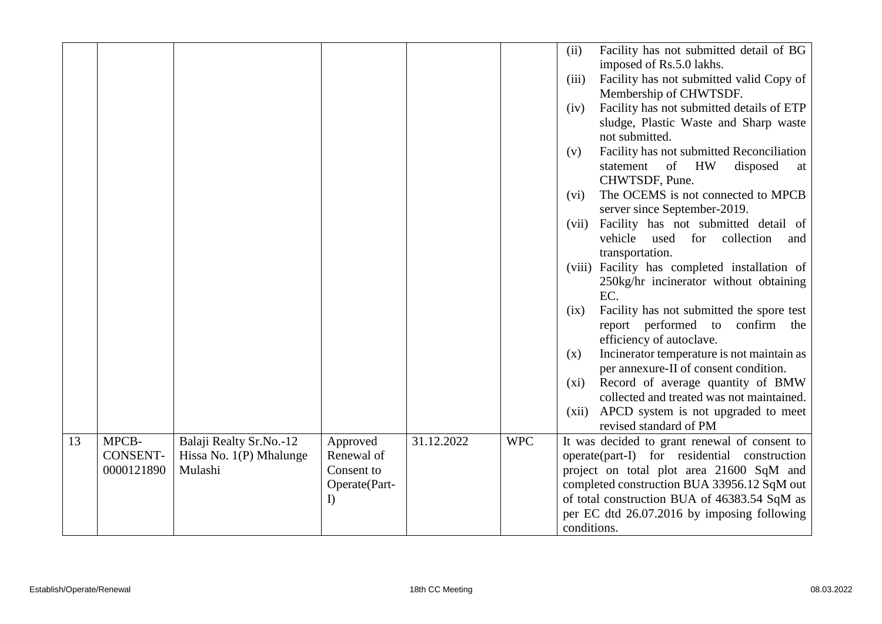| | | | | | | |
|---|---|---|---|---|---|---|
| | | | | | | (ii) Facility has not submitted detail of BG imposed of Rs.5.0 lakhs.<br>(iii) Facility has not submitted valid Copy of Membership of CHWTSDF.<br>(iv) Facility has not submitted details of ETP sludge, Plastic Waste and Sharp waste not submitted.<br>(v) Facility has not submitted Reconciliation statement of HW disposed at CHWTSDF, Pune.<br>(vi) The OCEMS is not connected to MPCB server since September-2019.<br>(vii) Facility has not submitted detail of vehicle used for collection and transportation.<br>(viii) Facility has completed installation of 250kg/hr incinerator without obtaining EC.<br>(ix) Facility has not submitted the spore test report performed to confirm the efficiency of autoclave.<br>(x) Incinerator temperature is not maintain as per annexure-II of consent condition.<br>(xi) Record of average quantity of BMW collected and treated was not maintained.<br>(xii) APCD system is not upgraded to meet revised standard of PM |
| 13 | MPCB-CONSENT-0000121890 | Balaji Realty Sr.No.-12 Hissa No. 1(P) Mhalunge Mulashi | Approved Renewal of Consent to Operate(Part-I) | 31.12.2022 | WPC | It was decided to grant renewal of consent to operate(part-I) for residential construction project on total plot area 21600 SqM and completed construction BUA 33956.12 SqM out of total construction BUA of 46383.54 SqM as per EC dtd 26.07.2016 by imposing following conditions. |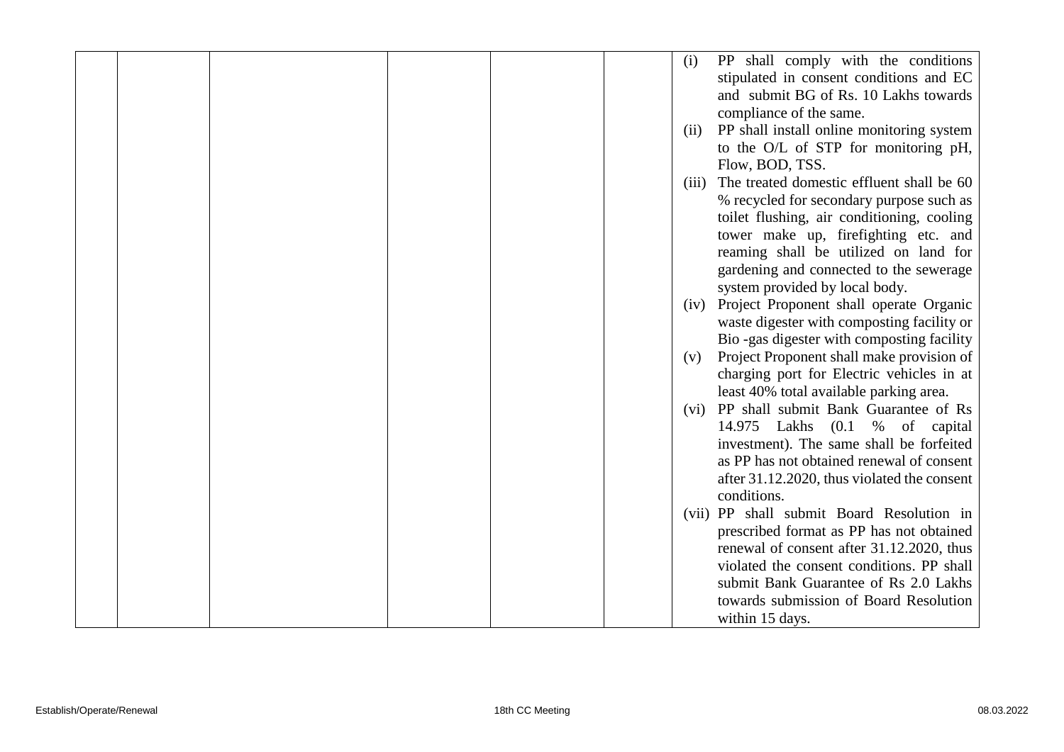|  |  |  |  |  |  |
|---|---|---|---|---|---|
|  |  |  |  |  | (i) PP shall comply with the conditions stipulated in consent conditions and EC and submit BG of Rs. 10 Lakhs towards compliance of the same.<br>(ii) PP shall install online monitoring system to the O/L of STP for monitoring pH, Flow, BOD, TSS.<br>(iii) The treated domestic effluent shall be 60 % recycled for secondary purpose such as toilet flushing, air conditioning, cooling tower make up, firefighting etc. and reaming shall be utilized on land for gardening and connected to the sewerage system provided by local body.<br>(iv) Project Proponent shall operate Organic waste digester with composting facility or Bio -gas digester with composting facility<br>(v) Project Proponent shall make provision of charging port for Electric vehicles in at least 40% total available parking area.<br>(vi) PP shall submit Bank Guarantee of Rs 14.975 Lakhs (0.1 % of capital investment). The same shall be forfeited as PP has not obtained renewal of consent after 31.12.2020, thus violated the consent conditions.<br>(vii) PP shall submit Board Resolution in prescribed format as PP has not obtained renewal of consent after 31.12.2020, thus violated the consent conditions. PP shall submit Bank Guarantee of Rs 2.0 Lakhs towards submission of Board Resolution within 15 days. |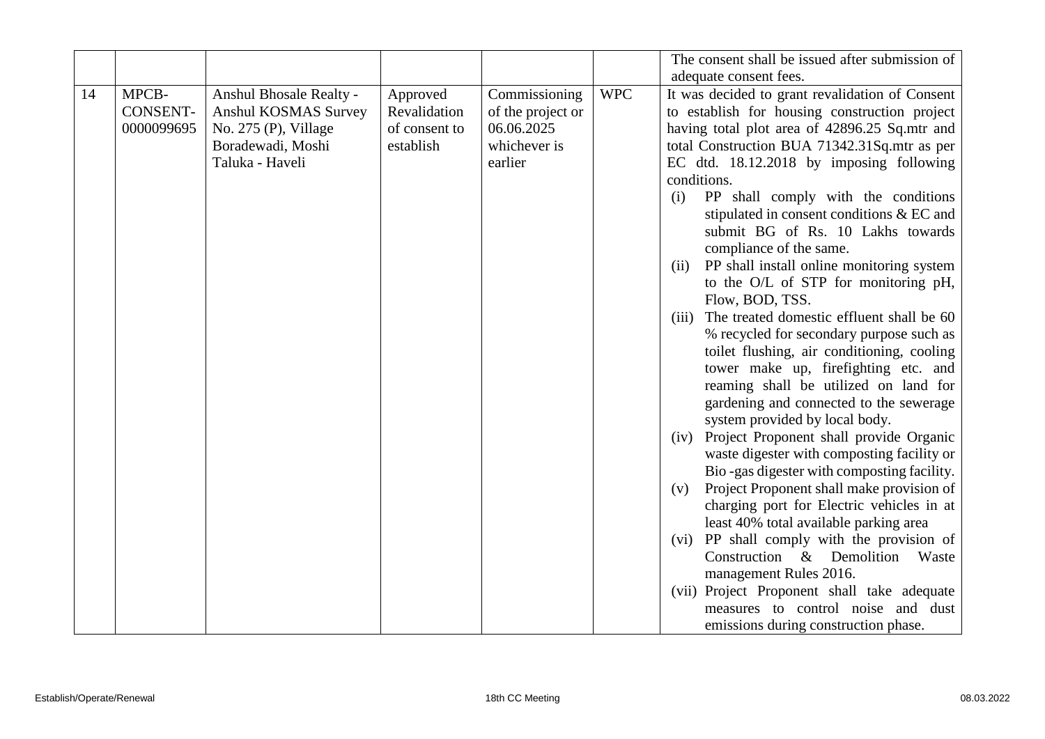| | | | | | | |
|---|---|---|---|---|---|---|
| | | | | | | The consent shall be issued after submission of adequate consent fees. |
| 14 | MPCB-CONSENT-0000099695 | Anshul Bhosale Realty - Anshul KOSMAS Survey No. 275 (P), Village Boradewadi, Moshi Taluka - Haveli | Approved Revalidation of consent to establish | Commissioning of the project or 06.06.2025 whichever is earlier | WPC | It was decided to grant revalidation of Consent to establish for housing construction project having total plot area of 42896.25 Sq.mtr and total Construction BUA 71342.31Sq.mtr as per EC dtd. 18.12.2018 by imposing following conditions.<br>(i) PP shall comply with the conditions stipulated in consent conditions & EC and submit BG of Rs. 10 Lakhs towards compliance of the same.<br>(ii) PP shall install online monitoring system to the O/L of STP for monitoring pH, Flow, BOD, TSS.<br>(iii) The treated domestic effluent shall be 60 % recycled for secondary purpose such as toilet flushing, air conditioning, cooling tower make up, firefighting etc. and reaming shall be utilized on land for gardening and connected to the sewerage system provided by local body.<br>(iv) Project Proponent shall provide Organic waste digester with composting facility or Bio -gas digester with composting facility.<br>(v) Project Proponent shall make provision of charging port for Electric vehicles in at least 40% total available parking area<br>(vi) PP shall comply with the provision of Construction & Demolition Waste management Rules 2016.<br>(vii) Project Proponent shall take adequate measures to control noise and dust emissions during construction phase. |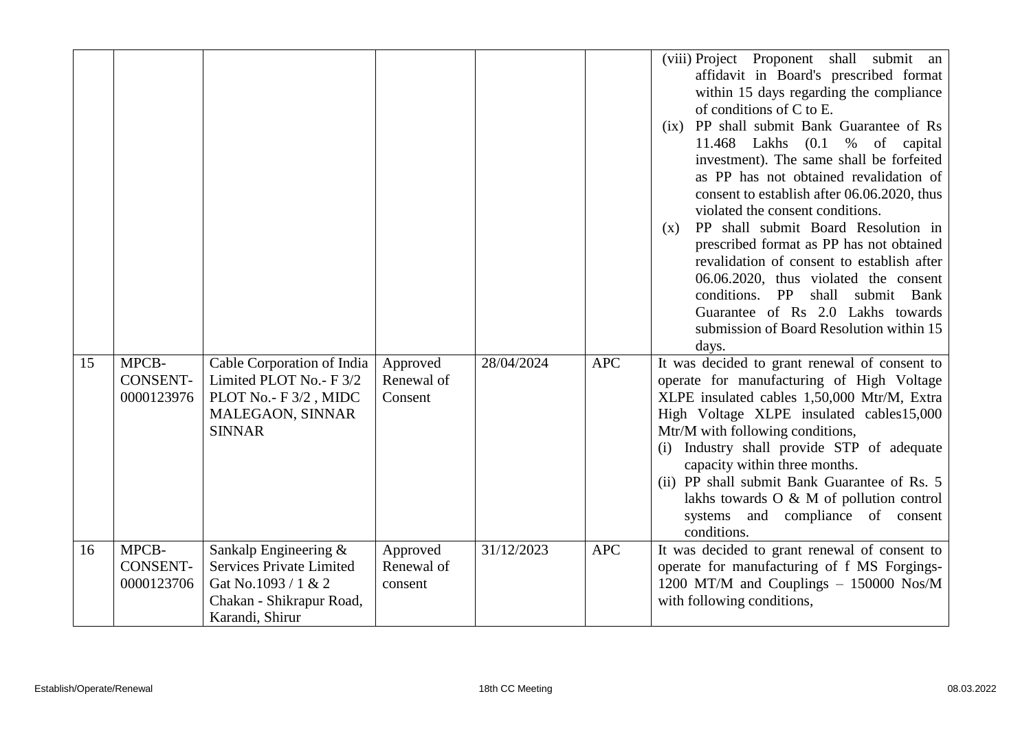| | | | | | | |
|---|---|---|---|---|---|---|
| | | | | | | (viii) Project Proponent shall submit an affidavit in Board's prescribed format within 15 days regarding the compliance of conditions of C to E.<br>(ix) PP shall submit Bank Guarantee of Rs 11.468 Lakhs (0.1 % of capital investment). The same shall be forfeited as PP has not obtained revalidation of consent to establish after 06.06.2020, thus violated the consent conditions.<br>(x) PP shall submit Board Resolution in prescribed format as PP has not obtained revalidation of consent to establish after 06.06.2020, thus violated the consent conditions. PP shall submit Bank Guarantee of Rs 2.0 Lakhs towards submission of Board Resolution within 15 days. |
| 15 | MPCB-CONSENT-0000123976 | Cable Corporation of India Limited PLOT No.- F 3/2 PLOT No.- F 3/2 , MIDC MALEGAON, SINNAR SINNAR | Approved Renewal of Consent | 28/04/2024 | APC | It was decided to grant renewal of consent to operate for manufacturing of High Voltage XLPE insulated cables 1,50,000 Mtr/M, Extra High Voltage XLPE insulated cables15,000 Mtr/M with following conditions,<br>(i) Industry shall provide STP of adequate capacity within three months.<br>(ii) PP shall submit Bank Guarantee of Rs. 5 lakhs towards O & M of pollution control systems and compliance of consent conditions. |
| 16 | MPCB-CONSENT-0000123706 | Sankalp Engineering & Services Private Limited Gat No.1093 / 1 & 2 Chakan - Shikrapur Road, Karandi, Shirur | Approved Renewal of consent | 31/12/2023 | APC | It was decided to grant renewal of consent to operate for manufacturing of f MS Forgings-1200 MT/M and Couplings – 150000 Nos/M with following conditions, |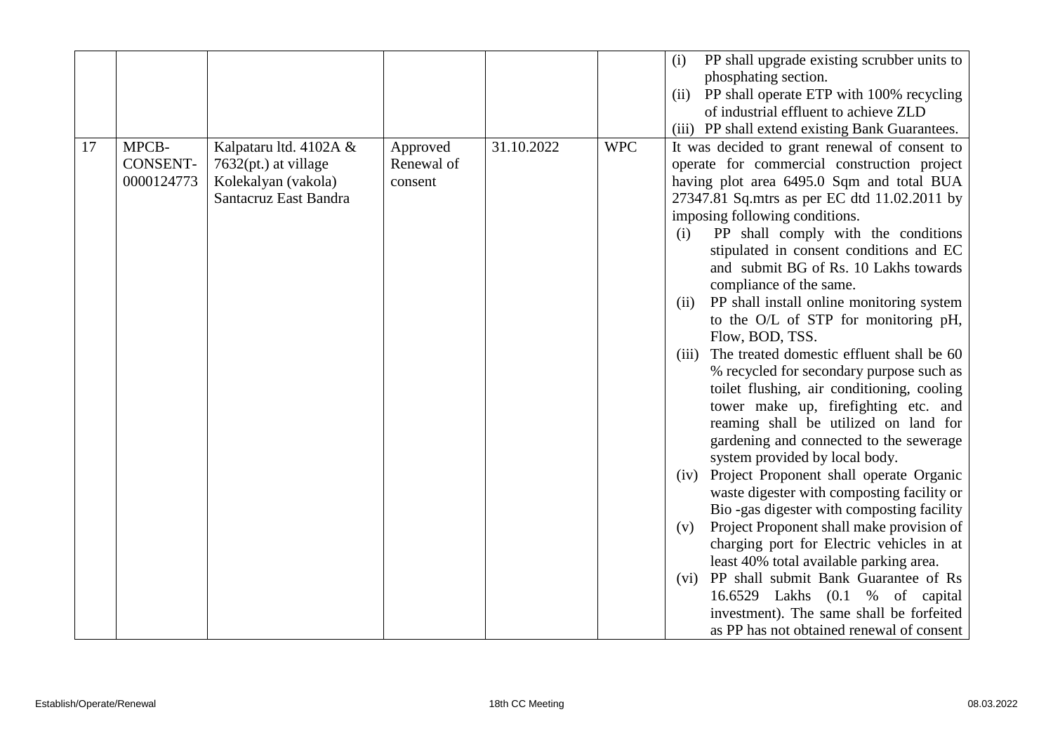| | | | | | | |
|---|---|---|---|---|---|---|
| | | | | | | (i) PP shall upgrade existing scrubber units to phosphating section.<br>(ii) PP shall operate ETP with 100% recycling of industrial effluent to achieve ZLD<br>(iii) PP shall extend existing Bank Guarantees. |
| 17 | MPCB-CONSENT-0000124773 | Kalpataru ltd. 4102A & 7632(pt.) at village Kolekalyan (vakola) Santacruz East Bandra | Approved Renewal of consent | 31.10.2022 | WPC | It was decided to grant renewal of consent to operate for commercial construction project having plot area 6495.0 Sqm and total BUA 27347.81 Sq.mtrs as per EC dtd 11.02.2011 by imposing following conditions.<br>(i) PP shall comply with the conditions stipulated in consent conditions and EC and submit BG of Rs. 10 Lakhs towards compliance of the same.<br>(ii) PP shall install online monitoring system to the O/L of STP for monitoring pH, Flow, BOD, TSS.<br>(iii) The treated domestic effluent shall be 60 % recycled for secondary purpose such as toilet flushing, air conditioning, cooling tower make up, firefighting etc. and reaming shall be utilized on land for gardening and connected to the sewerage system provided by local body.<br>(iv) Project Proponent shall operate Organic waste digester with composting facility or Bio -gas digester with composting facility<br>(v) Project Proponent shall make provision of charging port for Electric vehicles in at least 40% total available parking area.<br>(vi) PP shall submit Bank Guarantee of Rs 16.6529 Lakhs (0.1 % of capital investment). The same shall be forfeited as PP has not obtained renewal of consent |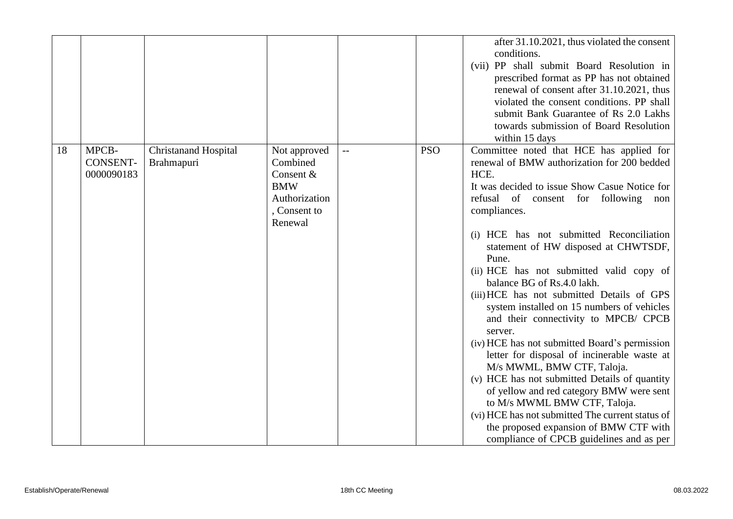| | | | | | | |
|---|---|---|---|---|---|---|
| | | | | | | after 31.10.2021, thus violated the consent conditions.<br>(vii) PP shall submit Board Resolution in prescribed format as PP has not obtained renewal of consent after 31.10.2021, thus violated the consent conditions. PP shall submit Bank Guarantee of Rs 2.0 Lakhs towards submission of Board Resolution within 15 days |
| 18 | MPCB-CONSENT-0000090183 | Christanand Hospital Brahmapuri | Not approved Combined Consent & BMW Authorization , Consent to Renewal | -- | PSO | Committee noted that HCE has applied for renewal of BMW authorization for 200 bedded HCE.<br>It was decided to issue Show Casue Notice for refusal of consent for following non compliances.<br><br>(i) HCE has not submitted Reconciliation statement of HW disposed at CHWTSDF, Pune.<br>(ii) HCE has not submitted valid copy of balance BG of Rs.4.0 lakh.<br>(iii) HCE has not submitted Details of GPS system installed on 15 numbers of vehicles and their connectivity to MPCB/ CPCB server.<br>(iv) HCE has not submitted Board's permission letter for disposal of incinerable waste at M/s MWML, BMW CTF, Taloja.<br>(v) HCE has not submitted Details of quantity of yellow and red category BMW were sent to M/s MWML BMW CTF, Taloja.<br>(vi) HCE has not submitted The current status of the proposed expansion of BMW CTF with compliance of CPCB guidelines and as per |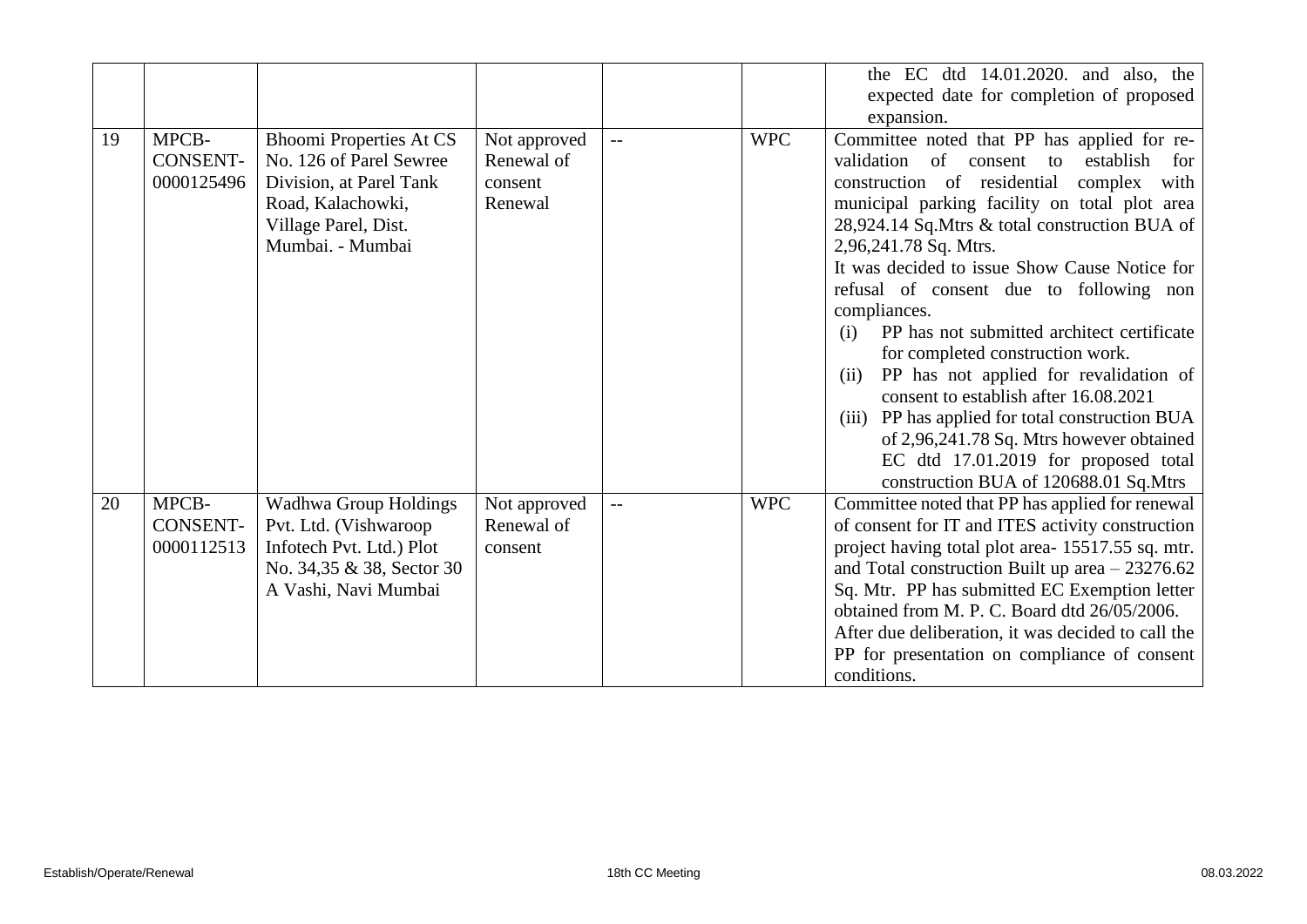| | | | | | | |
|---|---|---|---|---|---|---|
| | | | | | | the EC dtd 14.01.2020. and also, the expected date for completion of proposed expansion. |
| 19 | MPCB-CONSENT-0000125496 | Bhoomi Properties At CS No. 126 of Parel Sewree Division, at Parel Tank Road, Kalachowki, Village Parel, Dist. Mumbai. - Mumbai | Not approved Renewal of consent Renewal | -- | WPC | Committee noted that PP has applied for re-validation of consent to establish for construction of residential complex with municipal parking facility on total plot area 28,924.14 Sq.Mtrs & total construction BUA of 2,96,241.78 Sq. Mtrs.<br>It was decided to issue Show Cause Notice for refusal of consent due to following non compliances.<br>(i) PP has not submitted architect certificate for completed construction work.<br>(ii) PP has not applied for revalidation of consent to establish after 16.08.2021<br>(iii) PP has applied for total construction BUA of 2,96,241.78 Sq. Mtrs however obtained EC dtd 17.01.2019 for proposed total construction BUA of 120688.01 Sq.Mtrs |
| 20 | MPCB-CONSENT-0000112513 | Wadhwa Group Holdings Pvt. Ltd. (Vishwaroop Infotech Pvt. Ltd.) Plot No. 34,35 & 38, Sector 30 A Vashi, Navi Mumbai | Not approved Renewal of consent | -- | WPC | Committee noted that PP has applied for renewal of consent for IT and ITES activity construction project having total plot area- 15517.55 sq. mtr. and Total construction Built up area – 23276.62 Sq. Mtr. PP has submitted EC Exemption letter obtained from M. P. C. Board dtd 26/05/2006.<br>After due deliberation, it was decided to call the PP for presentation on compliance of consent conditions. |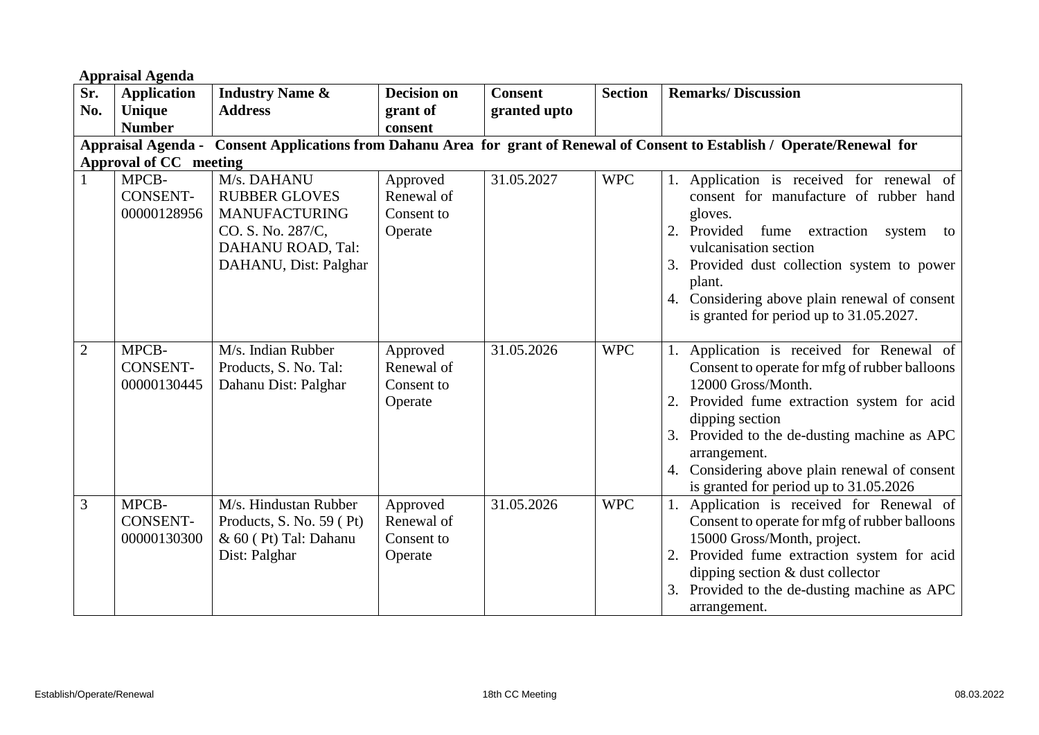**Appraisal Agenda**

| Sr. No. | Application Unique Number | Industry Name & Address | Decision on grant of consent | Consent granted upto | Section | Remarks/ Discussion |
|---|---|---|---|---|---|---|
| **Appraisal Agenda - Consent Applications from Dahanu Area for grant of Renewal of Consent to Establish / Operate/Renewal for Approval of CC meeting** | | | | | | |
| 1 | MPCB-CONSENT-00000128956 | M/s. DAHANU RUBBER GLOVES MANUFACTURING CO. S. No. 287/C, DAHANU ROAD, Tal: DAHANU, Dist: Palghar | Approved Renewal of Consent to Operate | 31.05.2027 | WPC | 1. Application is received for renewal of consent for manufacture of rubber hand gloves. 2. Provided fume extraction system to vulcanisation section 3. Provided dust collection system to power plant. 4. Considering above plain renewal of consent is granted for period up to 31.05.2027. |
| 2 | MPCB-CONSENT-00000130445 | M/s. Indian Rubber Products, S. No. Tal: Dahanu Dist: Palghar | Approved Renewal of Consent to Operate | 31.05.2026 | WPC | 1. Application is received for Renewal of Consent to operate for mfg of rubber balloons 12000 Gross/Month. 2. Provided fume extraction system for acid dipping section 3. Provided to the de-dusting machine as APC arrangement. 4. Considering above plain renewal of consent is granted for period up to 31.05.2026 |
| 3 | MPCB-CONSENT-00000130300 | M/s. Hindustan Rubber Products, S. No. 59 ( Pt) & 60 ( Pt) Tal: Dahanu Dist: Palghar | Approved Renewal of Consent to Operate | 31.05.2026 | WPC | 1. Application is received for Renewal of Consent to operate for mfg of rubber balloons 15000 Gross/Month, project. 2. Provided fume extraction system for acid dipping section & dust collector 3. Provided to the de-dusting machine as APC arrangement. |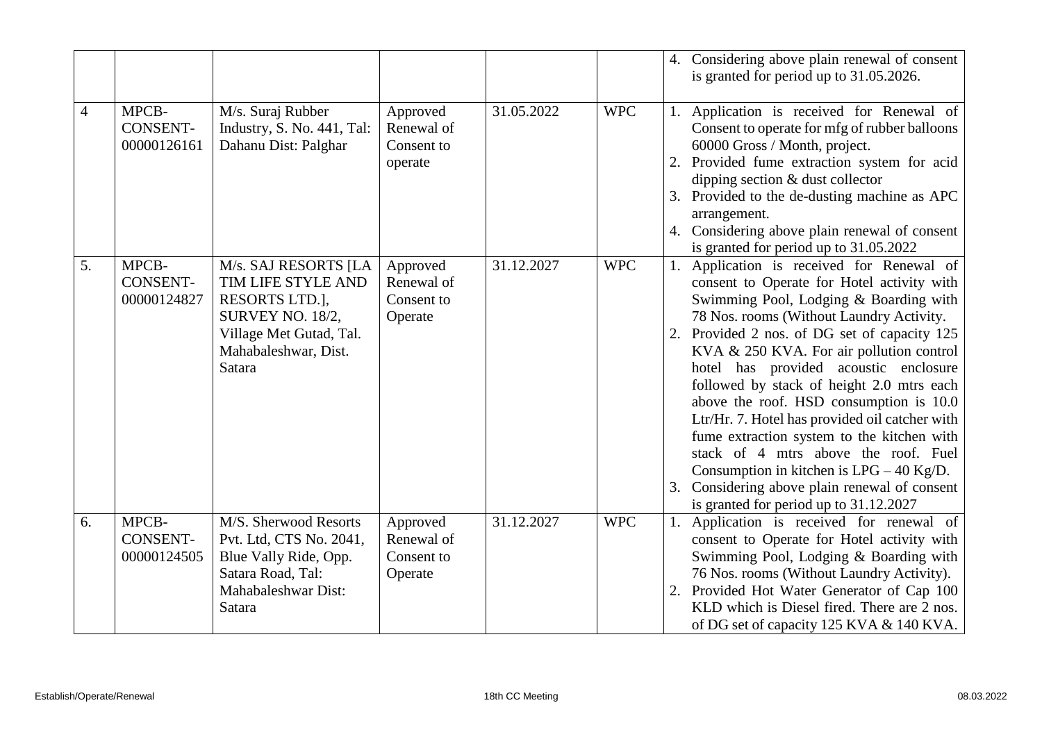| | | | | | | 4. Considering above plain renewal of consent is granted for period up to 31.05.2026. |
|---|---|---|---|---|---|---|
| 4 | MPCB-CONSENT-00000126161 | M/s. Suraj Rubber Industry, S. No. 441, Tal: Dahanu Dist: Palghar | Approved Renewal of Consent to operate | 31.05.2022 | WPC | 1. Application is received for Renewal of Consent to operate for mfg of rubber balloons 60000 Gross / Month, project.<br>2. Provided fume extraction system for acid dipping section & dust collector<br>3. Provided to the de-dusting machine as APC arrangement.<br>4. Considering above plain renewal of consent is granted for period up to 31.05.2022 |
| 5. | MPCB-CONSENT-00000124827 | M/s. SAJ RESORTS [LA TIM LIFE STYLE AND RESORTS LTD.], SURVEY NO. 18/2, Village Met Gutad, Tal. Mahabaleshwar, Dist. Satara | Approved Renewal of Consent to Operate | 31.12.2027 | WPC | 1. Application is received for Renewal of consent to Operate for Hotel activity with Swimming Pool, Lodging & Boarding with 78 Nos. rooms (Without Laundry Activity.<br>2. Provided 2 nos. of DG set of capacity 125 KVA & 250 KVA. For air pollution control hotel has provided acoustic enclosure followed by stack of height 2.0 mtrs each above the roof. HSD consumption is 10.0 Ltr/Hr. 7. Hotel has provided oil catcher with fume extraction system to the kitchen with stack of 4 mtrs above the roof. Fuel Consumption in kitchen is LPG – 40 Kg/D.<br>3. Considering above plain renewal of consent is granted for period up to 31.12.2027 |
| 6. | MPCB-CONSENT-00000124505 | M/S. Sherwood Resorts Pvt. Ltd, CTS No. 2041, Blue Vally Ride, Opp. Satara Road, Tal: Mahabaleshwar Dist: Satara | Approved Renewal of Consent to Operate | 31.12.2027 | WPC | 1. Application is received for renewal of consent to Operate for Hotel activity with Swimming Pool, Lodging & Boarding with 76 Nos. rooms (Without Laundry Activity).<br>2. Provided Hot Water Generator of Cap 100 KLD which is Diesel fired. There are 2 nos. of DG set of capacity 125 KVA & 140 KVA. |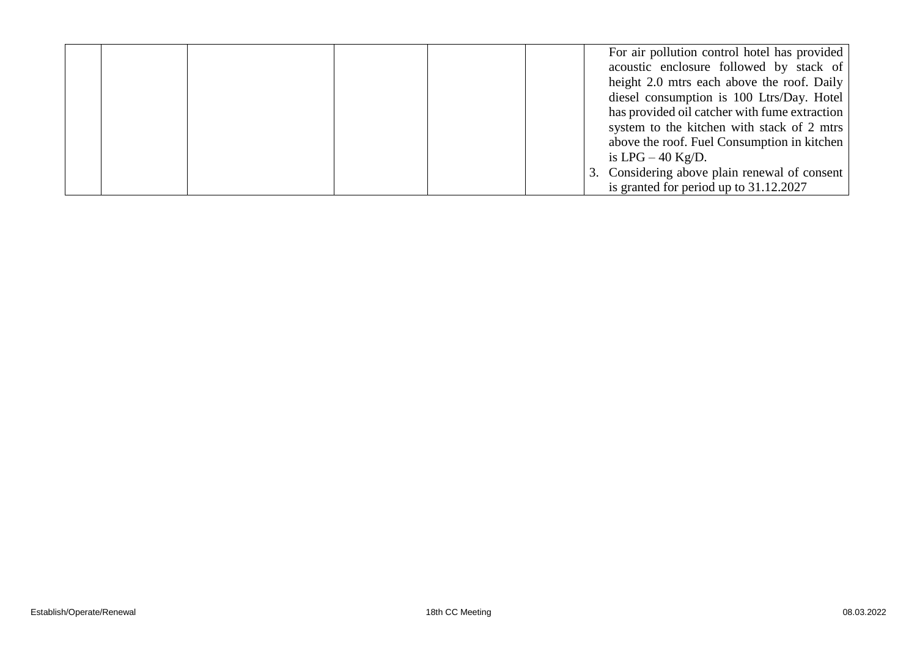| | | | | | | |
|---|---|---|---|---|---|---|
| | | | | | | For air pollution control hotel has provided acoustic enclosure followed by stack of height 2.0 mtrs each above the roof. Daily diesel consumption is 100 Ltrs/Day. Hotel has provided oil catcher with fume extraction system to the kitchen with stack of 2 mtrs above the roof. Fuel Consumption in kitchen is LPG – 40 Kg/D.<br>3. Considering above plain renewal of consent is granted for period up to 31.12.2027 |